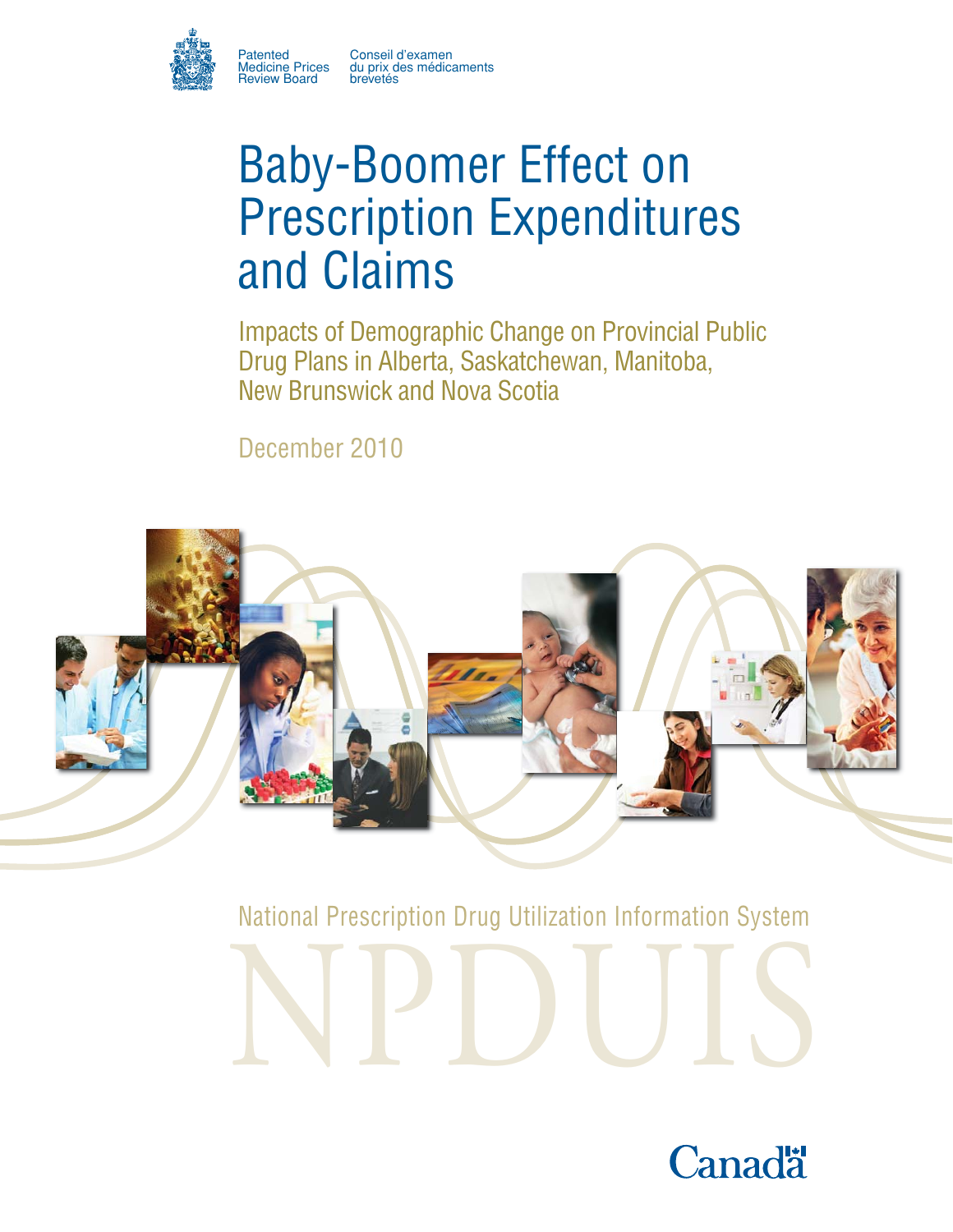Patented Medicine Prices Review Board

Conseil d'examen du prix des médicaments brevetés

# Baby-Boomer Effect on Prescription Expenditures and Claims

## Impacts of Demographic Change on Provincial Public Drug Plans in Alberta, Saskatchewan, Manitoba, New Brunswick and Nova Scotia

December 2010

National Prescription Drug Utilization Information System

NPDUIS

Canada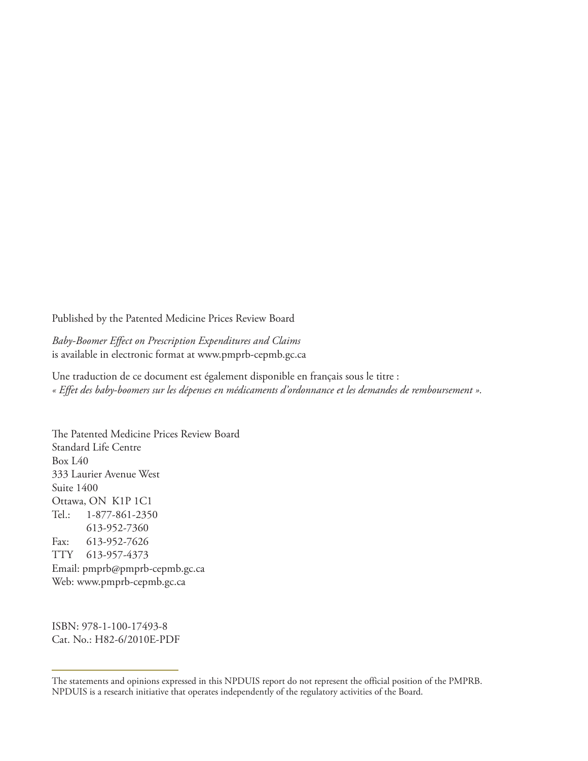Published by the Patented Medicine Prices Review Board

*Baby-Boomer Effect on Prescription Expenditures and Claims*
is available in electronic format at www.pmprb-cepmb.gc.ca

Une traduction de ce document est également disponible en français sous le titre :
*« Effet des baby-boomers sur les dépenses en médicaments d'ordonnance et les demandes de remboursement ».*

The Patented Medicine Prices Review Board
Standard Life Centre
Box L40
333 Laurier Avenue West
Suite 1400
Ottawa, ON K1P 1C1
Tel.: 1-877-861-2350
613-952-7360
Fax: 613-952-7626
TTY 613-957-4373
Email: pmprb@pmprb-cepmb.gc.ca
Web: www.pmprb-cepmb.gc.ca

ISBN: 978-1-100-17493-8
Cat. No.: H82-6/2010E-PDF

---

The statements and opinions expressed in this NPDUIS report do not represent the official position of the PMPRB. NPDUIS is a research initiative that operates independently of the regulatory activities of the Board.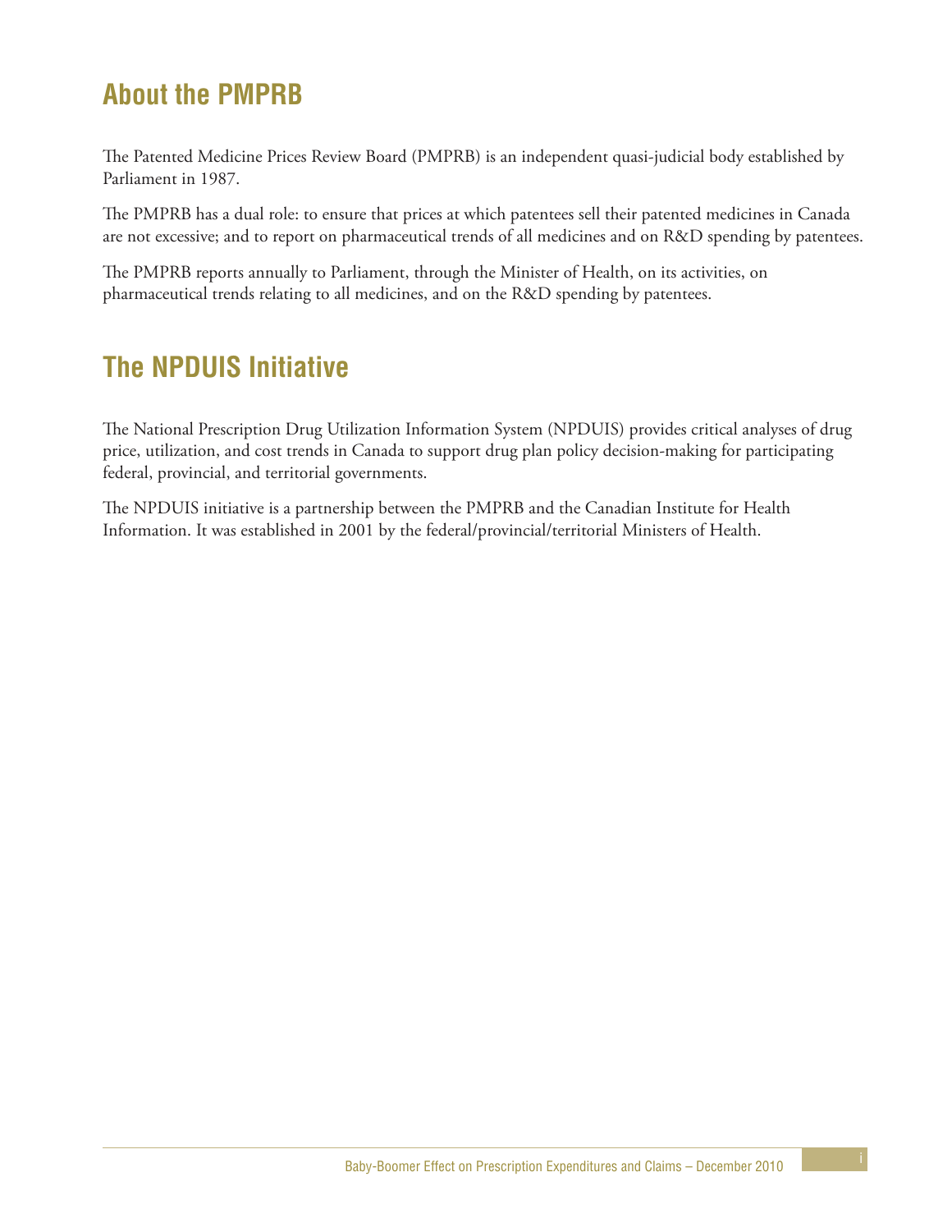## About the PMPRB

The Patented Medicine Prices Review Board (PMPRB) is an independent quasi-judicial body established by Parliament in 1987.

The PMPRB has a dual role: to ensure that prices at which patentees sell their patented medicines in Canada are not excessive; and to report on pharmaceutical trends of all medicines and on R&D spending by patentees.

The PMPRB reports annually to Parliament, through the Minister of Health, on its activities, on pharmaceutical trends relating to all medicines, and on the R&D spending by patentees.

## The NPDUIS Initiative

The National Prescription Drug Utilization Information System (NPDUIS) provides critical analyses of drug price, utilization, and cost trends in Canada to support drug plan policy decision-making for participating federal, provincial, and territorial governments.

The NPDUIS initiative is a partnership between the PMPRB and the Canadian Institute for Health Information. It was established in 2001 by the federal/provincial/territorial Ministers of Health.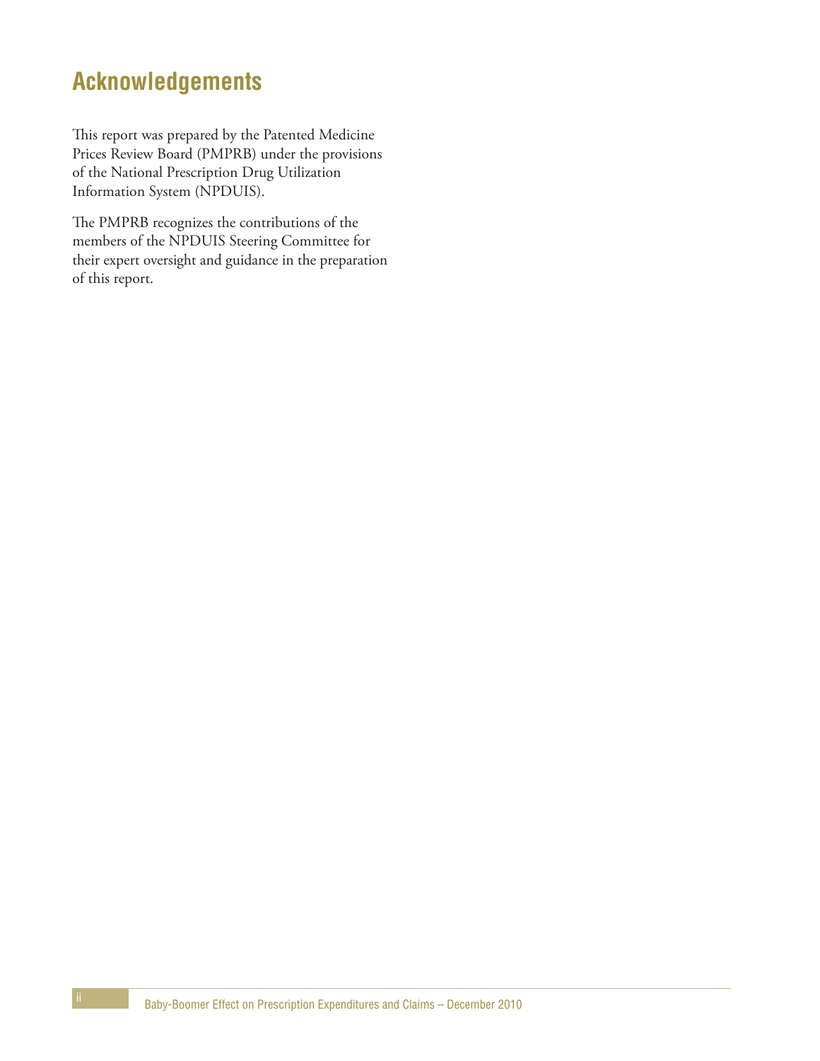# Acknowledgements

This report was prepared by the Patented Medicine Prices Review Board (PMPRB) under the provisions of the National Prescription Drug Utilization Information System (NPDUIS).

The PMPRB recognizes the contributions of the members of the NPDUIS Steering Committee for their expert oversight and guidance in the preparation of this report.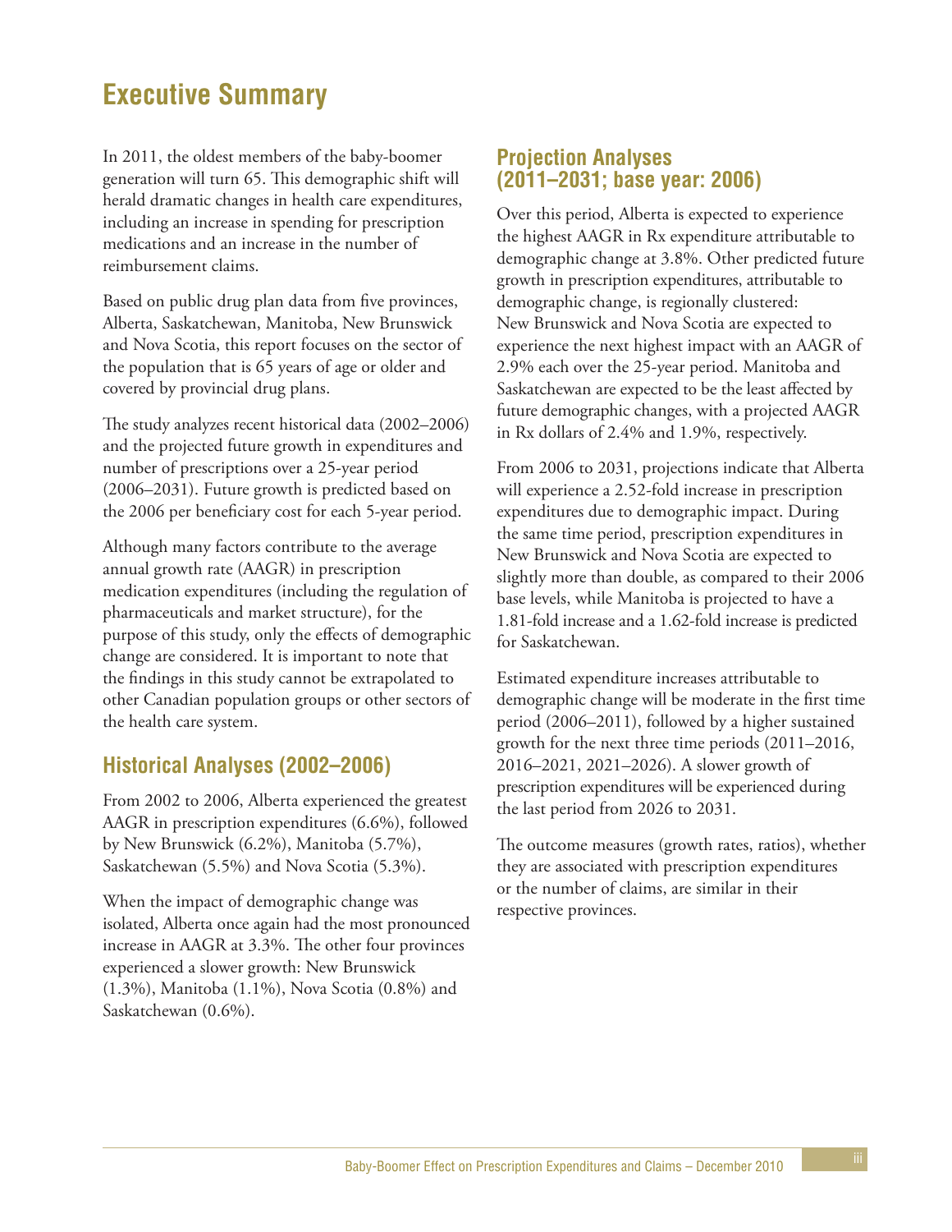# Executive Summary

In 2011, the oldest members of the baby-boomer generation will turn 65. This demographic shift will herald dramatic changes in health care expenditures, including an increase in spending for prescription medications and an increase in the number of reimbursement claims.

Based on public drug plan data from five provinces, Alberta, Saskatchewan, Manitoba, New Brunswick and Nova Scotia, this report focuses on the sector of the population that is 65 years of age or older and covered by provincial drug plans.

The study analyzes recent historical data (2002–2006) and the projected future growth in expenditures and number of prescriptions over a 25-year period (2006–2031). Future growth is predicted based on the 2006 per beneficiary cost for each 5-year period.

Although many factors contribute to the average annual growth rate (AAGR) in prescription medication expenditures (including the regulation of pharmaceuticals and market structure), for the purpose of this study, only the effects of demographic change are considered. It is important to note that the findings in this study cannot be extrapolated to other Canadian population groups or other sectors of the health care system.

## Historical Analyses (2002–2006)

From 2002 to 2006, Alberta experienced the greatest AAGR in prescription expenditures (6.6%), followed by New Brunswick (6.2%), Manitoba (5.7%), Saskatchewan (5.5%) and Nova Scotia (5.3%).

When the impact of demographic change was isolated, Alberta once again had the most pronounced increase in AAGR at 3.3%. The other four provinces experienced a slower growth: New Brunswick (1.3%), Manitoba (1.1%), Nova Scotia (0.8%) and Saskatchewan (0.6%).

## Projection Analyses (2011–2031; base year: 2006)

Over this period, Alberta is expected to experience the highest AAGR in Rx expenditure attributable to demographic change at 3.8%. Other predicted future growth in prescription expenditures, attributable to demographic change, is regionally clustered: New Brunswick and Nova Scotia are expected to experience the next highest impact with an AAGR of 2.9% each over the 25-year period. Manitoba and Saskatchewan are expected to be the least affected by future demographic changes, with a projected AAGR in Rx dollars of 2.4% and 1.9%, respectively.

From 2006 to 2031, projections indicate that Alberta will experience a 2.52-fold increase in prescription expenditures due to demographic impact. During the same time period, prescription expenditures in New Brunswick and Nova Scotia are expected to slightly more than double, as compared to their 2006 base levels, while Manitoba is projected to have a 1.81-fold increase and a 1.62-fold increase is predicted for Saskatchewan.

Estimated expenditure increases attributable to demographic change will be moderate in the first time period (2006–2011), followed by a higher sustained growth for the next three time periods (2011–2016, 2016–2021, 2021–2026). A slower growth of prescription expenditures will be experienced during the last period from 2026 to 2031.

The outcome measures (growth rates, ratios), whether they are associated with prescription expenditures or the number of claims, are similar in their respective provinces.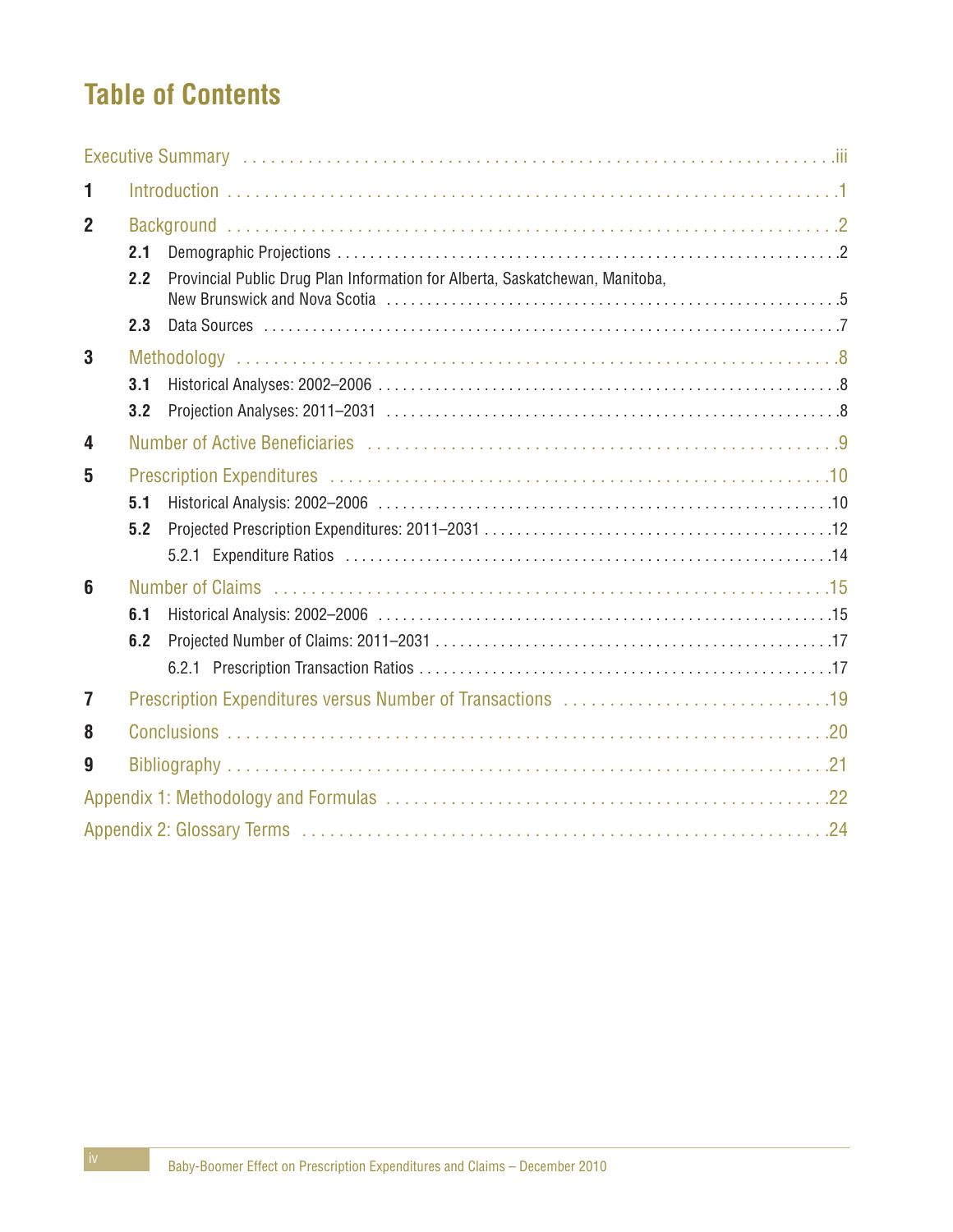# Table of Contents

Executive Summary .......... iii

**1** Introduction .......... 1

**2** Background .......... 2

- **2.1** Demographic Projections .......... 2
- **2.2** Provincial Public Drug Plan Information for Alberta, Saskatchewan, Manitoba, New Brunswick and Nova Scotia .......... 5
- **2.3** Data Sources .......... 7

**3** Methodology .......... 8

- **3.1** Historical Analyses: 2002–2006 .......... 8
- **3.2** Projection Analyses: 2011–2031 .......... 8

**4** Number of Active Beneficiaries .......... 9

**5** Prescription Expenditures .......... 10

- **5.1** Historical Analysis: 2002–2006 .......... 10
- **5.2** Projected Prescription Expenditures: 2011–2031 .......... 12
  - 5.2.1 Expenditure Ratios .......... 14

**6** Number of Claims .......... 15

- **6.1** Historical Analysis: 2002–2006 .......... 15
- **6.2** Projected Number of Claims: 2011–2031 .......... 17
  - 6.2.1 Prescription Transaction Ratios .......... 17

**7** Prescription Expenditures versus Number of Transactions .......... 19

**8** Conclusions .......... 20

**9** Bibliography .......... 21

Appendix 1: Methodology and Formulas .......... 22

Appendix 2: Glossary Terms .......... 24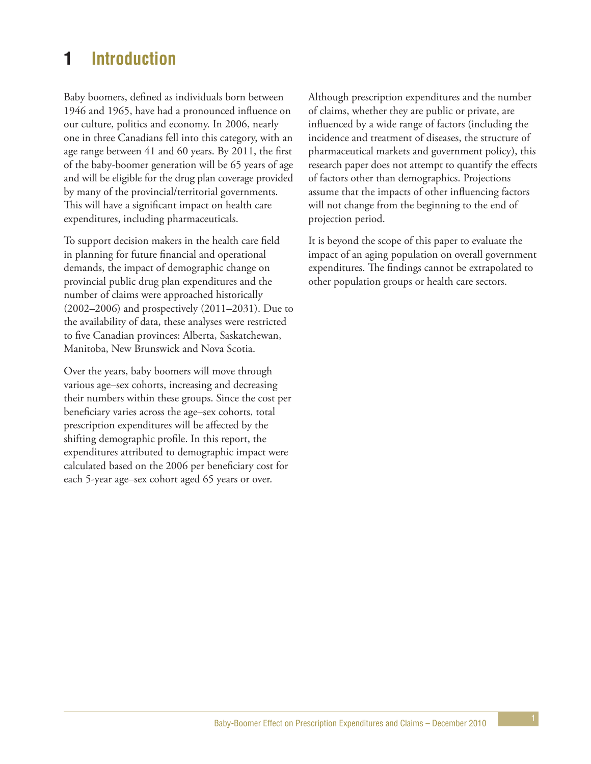# 1 Introduction

Baby boomers, defined as individuals born between 1946 and 1965, have had a pronounced influence on our culture, politics and economy. In 2006, nearly one in three Canadians fell into this category, with an age range between 41 and 60 years. By 2011, the first of the baby-boomer generation will be 65 years of age and will be eligible for the drug plan coverage provided by many of the provincial/territorial governments. This will have a significant impact on health care expenditures, including pharmaceuticals.

To support decision makers in the health care field in planning for future financial and operational demands, the impact of demographic change on provincial public drug plan expenditures and the number of claims were approached historically (2002–2006) and prospectively (2011–2031). Due to the availability of data, these analyses were restricted to five Canadian provinces: Alberta, Saskatchewan, Manitoba, New Brunswick and Nova Scotia.

Over the years, baby boomers will move through various age–sex cohorts, increasing and decreasing their numbers within these groups. Since the cost per beneficiary varies across the age–sex cohorts, total prescription expenditures will be affected by the shifting demographic profile. In this report, the expenditures attributed to demographic impact were calculated based on the 2006 per beneficiary cost for each 5-year age–sex cohort aged 65 years or over.

Although prescription expenditures and the number of claims, whether they are public or private, are influenced by a wide range of factors (including the incidence and treatment of diseases, the structure of pharmaceutical markets and government policy), this research paper does not attempt to quantify the effects of factors other than demographics. Projections assume that the impacts of other influencing factors will not change from the beginning to the end of projection period.

It is beyond the scope of this paper to evaluate the impact of an aging population on overall government expenditures. The findings cannot be extrapolated to other population groups or health care sectors.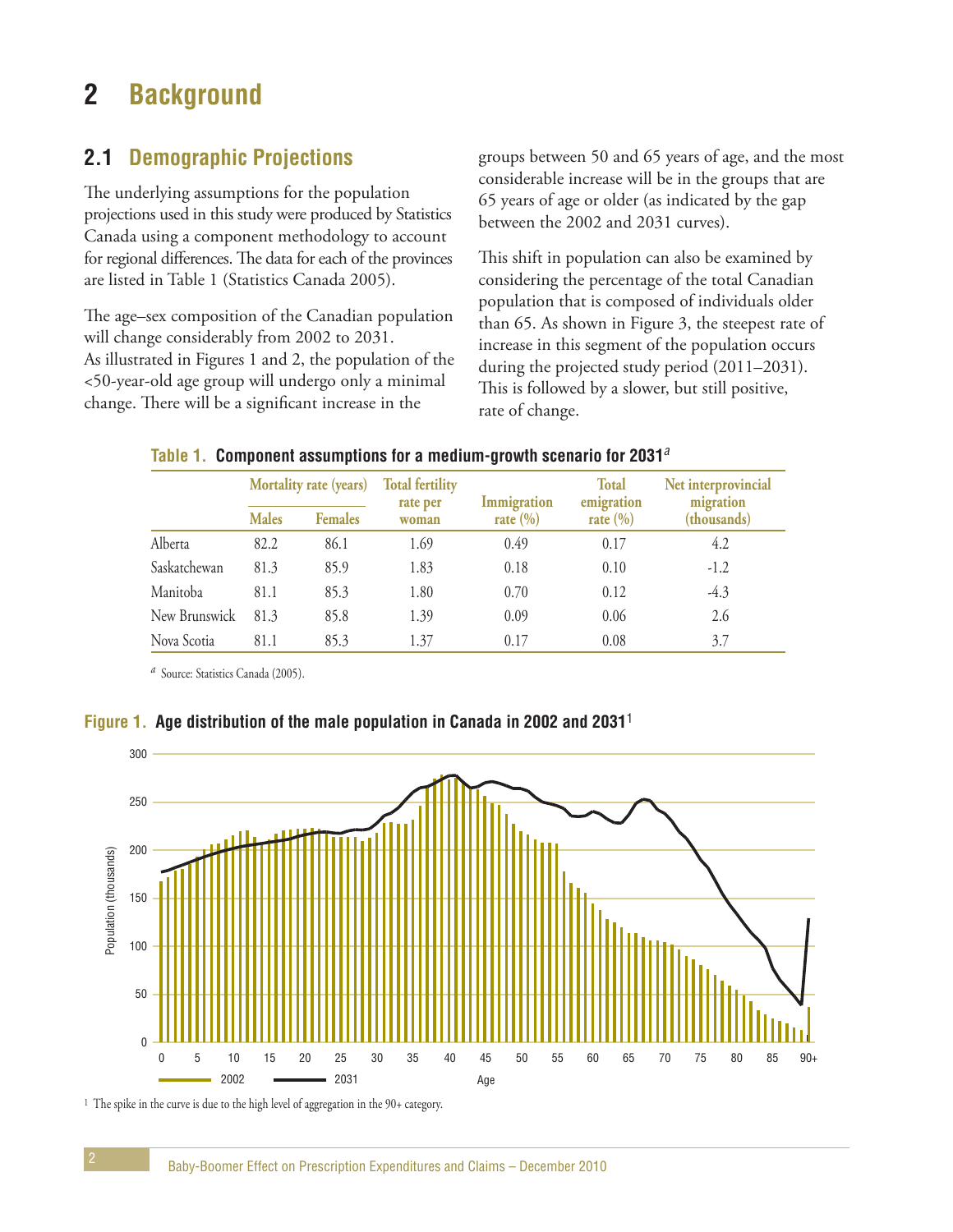# 2 Background

## 2.1 Demographic Projections

The underlying assumptions for the population projections used in this study were produced by Statistics Canada using a component methodology to account for regional differences. The data for each of the provinces are listed in Table 1 (Statistics Canada 2005).

The age–sex composition of the Canadian population will change considerably from 2002 to 2031. As illustrated in Figures 1 and 2, the population of the <50-year-old age group will undergo only a minimal change. There will be a significant increase in the groups between 50 and 65 years of age, and the most considerable increase will be in the groups that are 65 years of age or older (as indicated by the gap between the 2002 and 2031 curves).

This shift in population can also be examined by considering the percentage of the total Canadian population that is composed of individuals older than 65. As shown in Figure 3, the steepest rate of increase in this segment of the population occurs during the projected study period (2011–2031). This is followed by a slower, but still positive, rate of change.

**Table 1. Component assumptions for a medium-growth scenario for 2031**[a]

| | Mortality rate (years) | | Total fertility rate per woman | Immigration rate (%) | Total emigration rate (%) | Net interprovincial migration (thousands) |
|---|---|---|---|---|---|---|
| | Males | Females | | | | |
| Alberta | 82.2 | 86.1 | 1.69 | 0.49 | 0.17 | 4.2 |
| Saskatchewan | 81.3 | 85.9 | 1.83 | 0.18 | 0.10 | -1.2 |
| Manitoba | 81.1 | 85.3 | 1.80 | 0.70 | 0.12 | -4.3 |
| New Brunswick | 81.3 | 85.8 | 1.39 | 0.09 | 0.06 | 2.6 |
| Nova Scotia | 81.1 | 85.3 | 1.37 | 0.17 | 0.08 | 3.7 |

[a] Source: Statistics Canada (2005).

**Figure 1. Age distribution of the male population in Canada in 2002 and 2031**[1]

[1] The spike in the curve is due to the high level of aggregation in the 90+ category.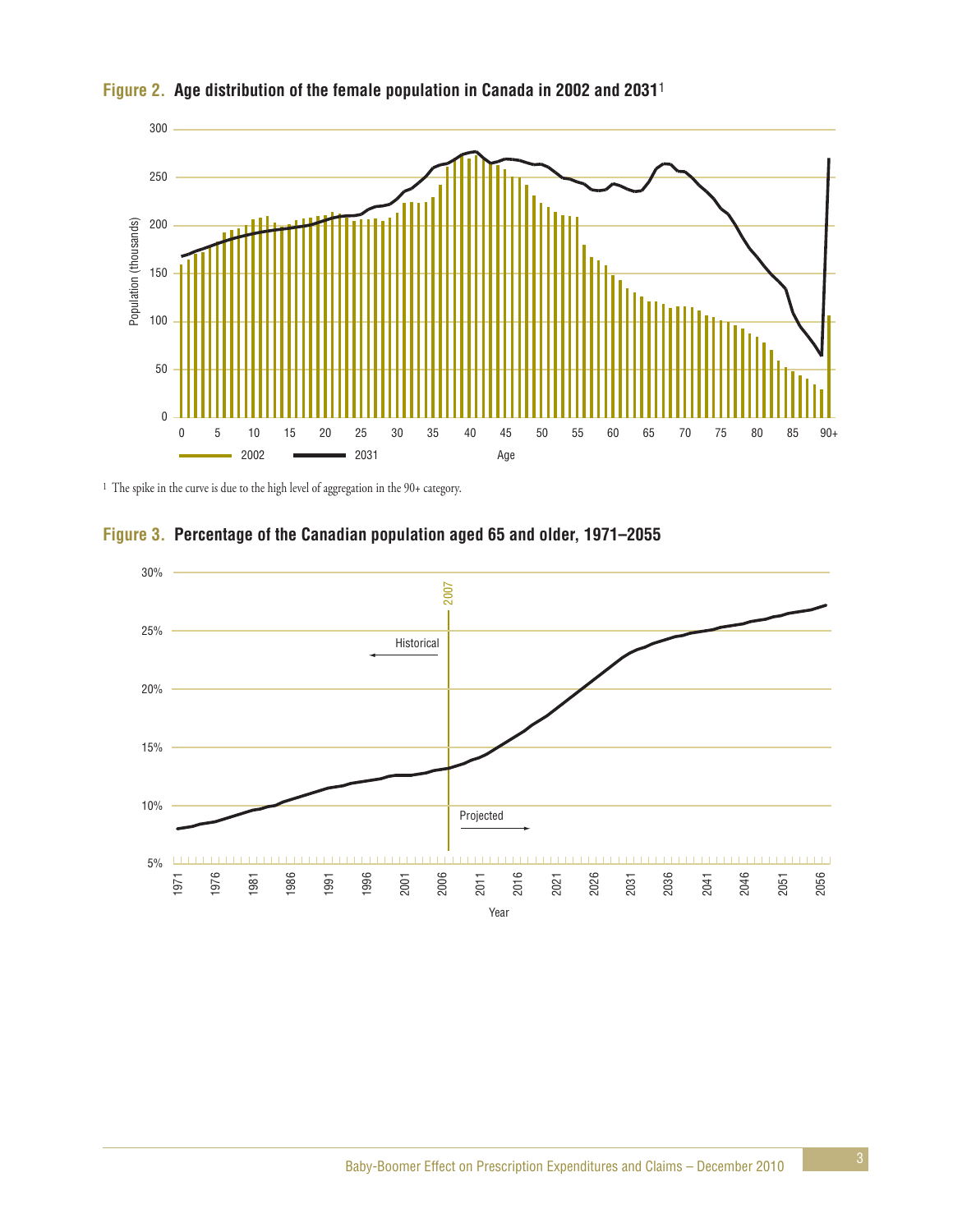**Figure 2. Age distribution of the female population in Canada in 2002 and 2031**[1]

[1] The spike in the curve is due to the high level of aggregation in the 90+ category.

**Figure 3. Percentage of the Canadian population aged 65 and older, 1971–2055**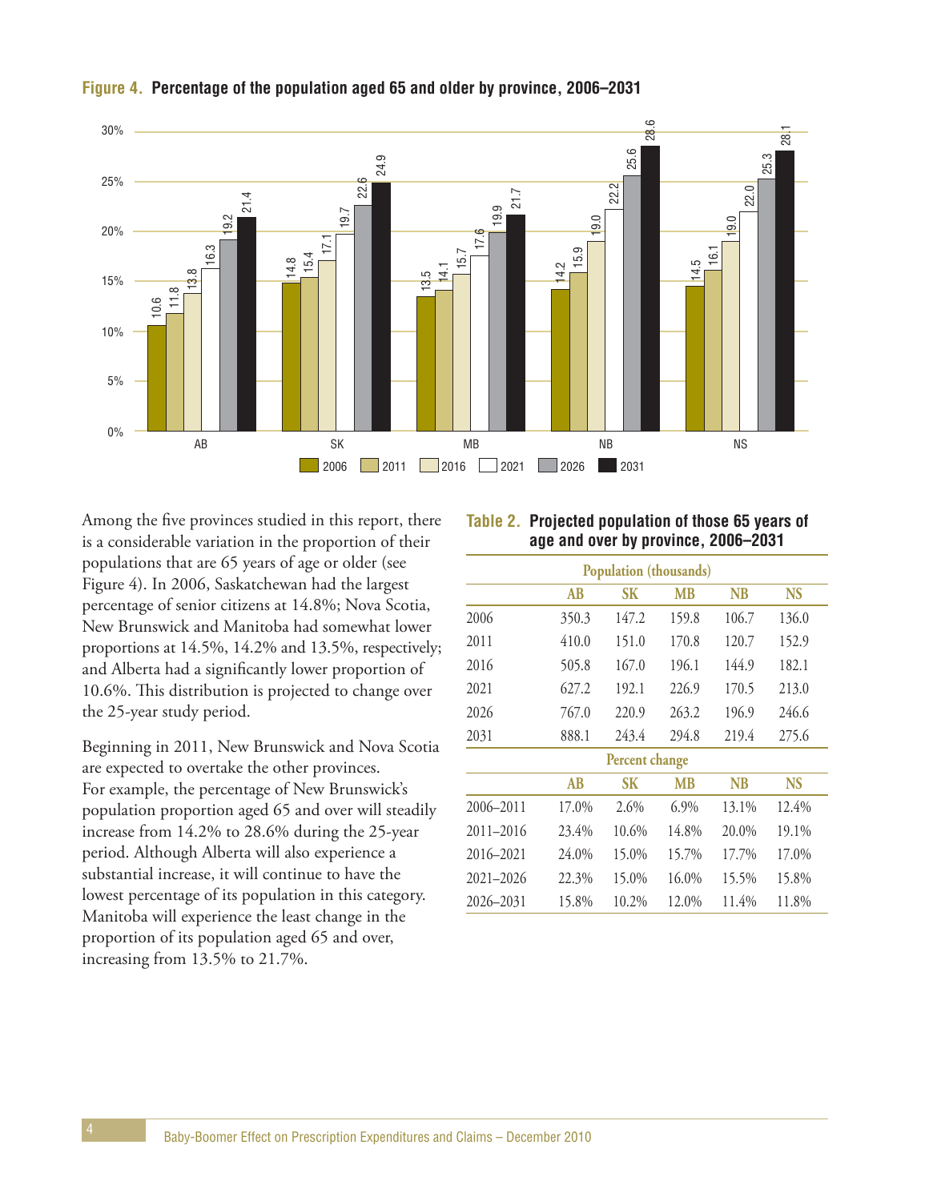**Figure 4. Percentage of the population aged 65 and older by province, 2006–2031**

| | 2006 | 2011 | 2016 | 2021 | 2026 | 2031 |
|---|---|---|---|---|---|---|
| AB | 10.6 | 11.8 | 13.8 | 16.3 | 19.2 | 21.4 |
| SK | 14.8 | 15.4 | 17.1 | 19.7 | 22.6 | 24.9 |
| MB | 13.5 | 14.1 | 15.7 | 17.6 | 19.9 | 21.7 |
| NB | 14.2 | 15.9 | 19.0 | 22.2 | 25.6 | 28.6 |
| NS | 14.5 | 16.1 | 19.0 | 22.0 | 25.3 | 28.1 |

Among the five provinces studied in this report, there is a considerable variation in the proportion of their populations that are 65 years of age or older (see Figure 4). In 2006, Saskatchewan had the largest percentage of senior citizens at 14.8%; Nova Scotia, New Brunswick and Manitoba had somewhat lower proportions at 14.5%, 14.2% and 13.5%, respectively; and Alberta had a significantly lower proportion of 10.6%. This distribution is projected to change over the 25-year study period.

Beginning in 2011, New Brunswick and Nova Scotia are expected to overtake the other provinces. For example, the percentage of New Brunswick's population proportion aged 65 and over will steadily increase from 14.2% to 28.6% during the 25-year period. Although Alberta will also experience a substantial increase, it will continue to have the lowest percentage of its population in this category. Manitoba will experience the least change in the proportion of its population aged 65 and over, increasing from 13.5% to 21.7%.

**Table 2. Projected population of those 65 years of age and over by province, 2006–2031**

| | Population (thousands) | | | | |
|---|---|---|---|---|---|
| | **AB** | **SK** | **MB** | **NB** | **NS** |
| 2006 | 350.3 | 147.2 | 159.8 | 106.7 | 136.0 |
| 2011 | 410.0 | 151.0 | 170.8 | 120.7 | 152.9 |
| 2016 | 505.8 | 167.0 | 196.1 | 144.9 | 182.1 |
| 2021 | 627.2 | 192.1 | 226.9 | 170.5 | 213.0 |
| 2026 | 767.0 | 220.9 | 263.2 | 196.9 | 246.6 |
| 2031 | 888.1 | 243.4 | 294.8 | 219.4 | 275.6 |
| | **Percent change** | | | | |
| | **AB** | **SK** | **MB** | **NB** | **NS** |
| 2006–2011 | 17.0% | 2.6% | 6.9% | 13.1% | 12.4% |
| 2011–2016 | 23.4% | 10.6% | 14.8% | 20.0% | 19.1% |
| 2016–2021 | 24.0% | 15.0% | 15.7% | 17.7% | 17.0% |
| 2021–2026 | 22.3% | 15.0% | 16.0% | 15.5% | 15.8% |
| 2026–2031 | 15.8% | 10.2% | 12.0% | 11.4% | 11.8% |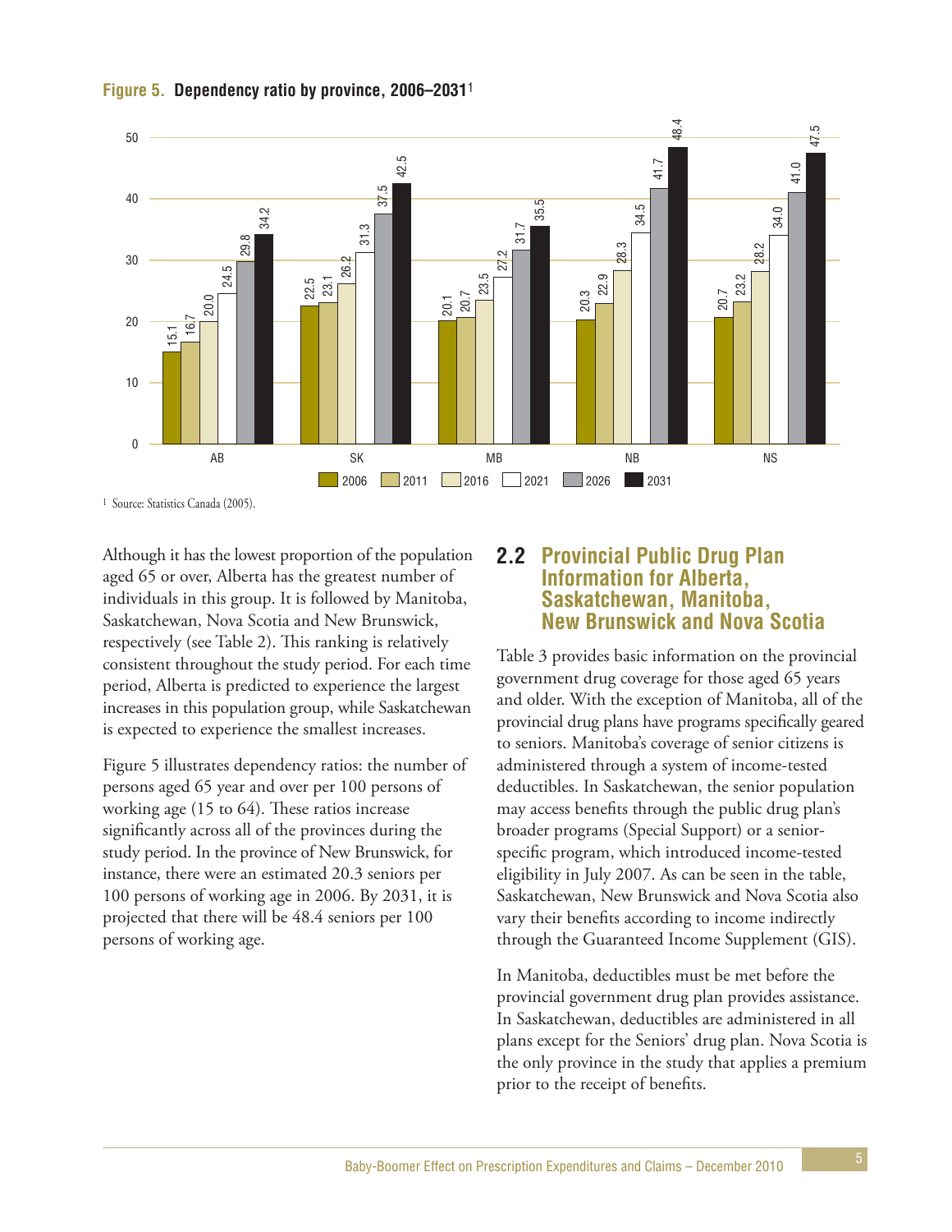**Figure 5. Dependency ratio by province, 2006–2031**[1]

| Province | 2006 | 2011 | 2016 | 2021 | 2026 | 2031 |
|---|---|---|---|---|---|---|
| AB | 15.1 | 16.7 | 20.0 | 24.5 | 29.8 | 34.2 |
| SK | 22.5 | 23.1 | 26.2 | 31.3 | 37.5 | 42.5 |
| MB | 20.1 | 20.7 | 23.5 | 27.2 | 31.7 | 35.5 |
| NB | 20.3 | 22.9 | 28.3 | 34.5 | 41.7 | 48.4 |
| NS | 20.7 | 23.2 | 28.2 | 34.0 | 41.0 | 47.5 |

1 Source: Statistics Canada (2005).

Although it has the lowest proportion of the population aged 65 or over, Alberta has the greatest number of individuals in this group. It is followed by Manitoba, Saskatchewan, Nova Scotia and New Brunswick, respectively (see Table 2). This ranking is relatively consistent throughout the study period. For each time period, Alberta is predicted to experience the largest increases in this population group, while Saskatchewan is expected to experience the smallest increases.

Figure 5 illustrates dependency ratios: the number of persons aged 65 year and over per 100 persons of working age (15 to 64). These ratios increase significantly across all of the provinces during the study period. In the province of New Brunswick, for instance, there were an estimated 20.3 seniors per 100 persons of working age in 2006. By 2031, it is projected that there will be 48.4 seniors per 100 persons of working age.

## 2.2 Provincial Public Drug Plan Information for Alberta, Saskatchewan, Manitoba, New Brunswick and Nova Scotia

Table 3 provides basic information on the provincial government drug coverage for those aged 65 years and older. With the exception of Manitoba, all of the provincial drug plans have programs specifically geared to seniors. Manitoba's coverage of senior citizens is administered through a system of income-tested deductibles. In Saskatchewan, the senior population may access benefits through the public drug plan's broader programs (Special Support) or a senior-specific program, which introduced income-tested eligibility in July 2007. As can be seen in the table, Saskatchewan, New Brunswick and Nova Scotia also vary their benefits according to income indirectly through the Guaranteed Income Supplement (GIS).

In Manitoba, deductibles must be met before the provincial government drug plan provides assistance. In Saskatchewan, deductibles are administered in all plans except for the Seniors' drug plan. Nova Scotia is the only province in the study that applies a premium prior to the receipt of benefits.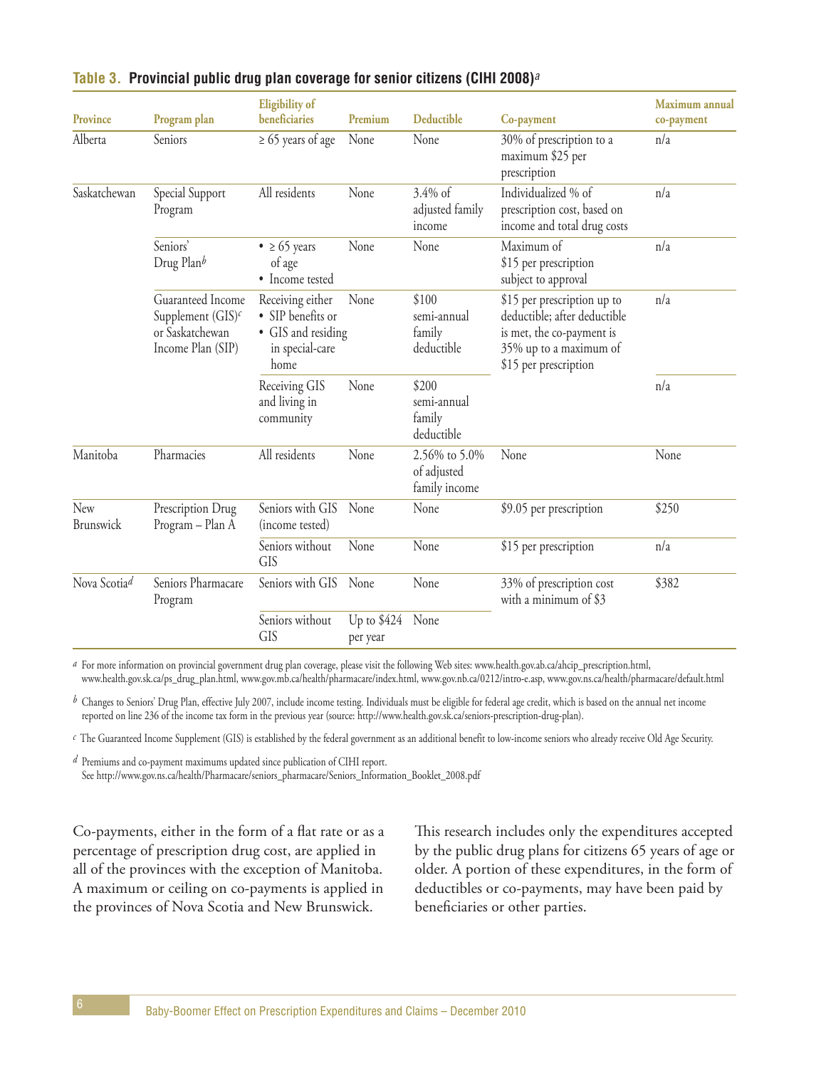**Table 3. Provincial public drug plan coverage for senior citizens (CIHI 2008)[a]**

| Province | Program plan | Eligibility of beneficiaries | Premium | Deductible | Co-payment | Maximum annual co-payment |
|---|---|---|---|---|---|---|
| Alberta | Seniors | ≥ 65 years of age | None | None | 30% of prescription to a maximum $25 per prescription | n/a |
| Saskatchewan | Special Support Program | All residents | None | 3.4% of adjusted family income | Individualized % of prescription cost, based on income and total drug costs | n/a |
| | Seniors' Drug Plan[b] | • ≥ 65 years of age • Income tested | None | None | Maximum of $15 per prescription subject to approval | n/a |
| | Guaranteed Income Supplement (GIS)[c] or Saskatchewan Income Plan (SIP) | Receiving either • SIP benefits or • GIS and residing in special-care home | None | $100 semi-annual family deductible | $15 per prescription up to deductible; after deductible is met, the co-payment is 35% up to a maximum of $15 per prescription | n/a |
| | | Receiving GIS and living in community | None | $200 semi-annual family deductible | | n/a |
| Manitoba | Pharmacies | All residents | None | 2.56% to 5.0% of adjusted family income | None | None |
| New Brunswick | Prescription Drug Program – Plan A | Seniors with GIS (income tested) | None | None | $9.05 per prescription | $250 |
| | | Seniors without GIS | None | None | $15 per prescription | n/a |
| Nova Scotia[d] | Seniors Pharmacare Program | Seniors with GIS | None | None | 33% of prescription cost with a minimum of $3 | $382 |
| | | Seniors without GIS | Up to $424 per year | None | | |

[a] For more information on provincial government drug plan coverage, please visit the following Web sites: www.health.gov.ab.ca/ahcip_prescription.html, www.health.gov.sk.ca/ps_drug_plan.html, www.gov.mb.ca/health/pharmacare/index.html, www.gov.nb.ca/0212/intro-e.asp, www.gov.ns.ca/health/pharmacare/default.html

[b] Changes to Seniors' Drug Plan, effective July 2007, include income testing. Individuals must be eligible for federal age credit, which is based on the annual net income reported on line 236 of the income tax form in the previous year (source: http://www.health.gov.sk.ca/seniors-prescription-drug-plan).

[c] The Guaranteed Income Supplement (GIS) is established by the federal government as an additional benefit to low-income seniors who already receive Old Age Security.

[d] Premiums and co-payment maximums updated since publication of CIHI report. See http://www.gov.ns.ca/health/Pharmacare/seniors_pharmacare/Seniors_Information_Booklet_2008.pdf

Co-payments, either in the form of a flat rate or as a percentage of prescription drug cost, are applied in all of the provinces with the exception of Manitoba. A maximum or ceiling on co-payments is applied in the provinces of Nova Scotia and New Brunswick.

This research includes only the expenditures accepted by the public drug plans for citizens 65 years of age or older. A portion of these expenditures, in the form of deductibles or co-payments, may have been paid by beneficiaries or other parties.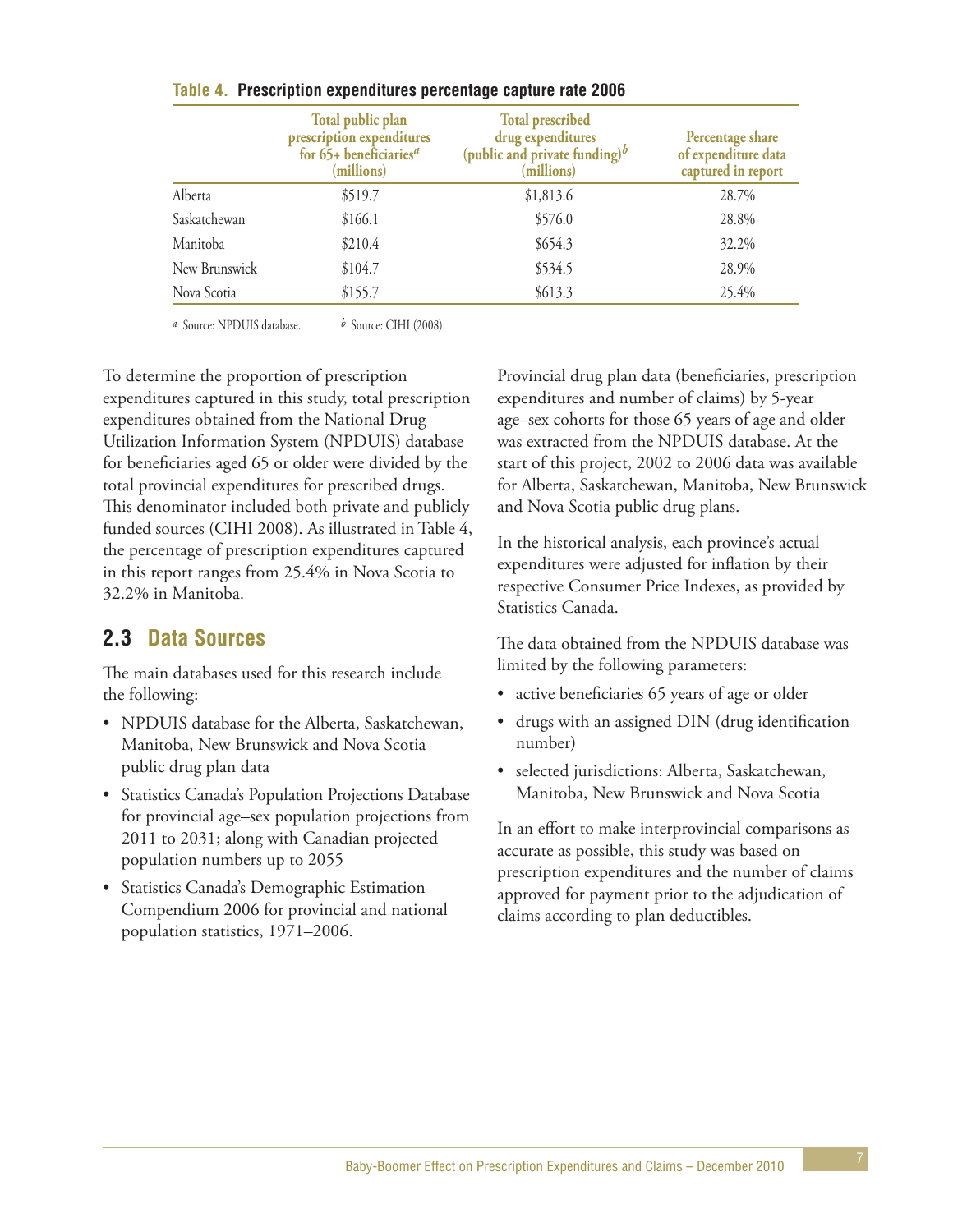**Table 4. Prescription expenditures percentage capture rate 2006**

| | Total public plan prescription expenditures for 65+ beneficiaries[a] (millions) | Total prescribed drug expenditures (public and private funding)[b] (millions) | Percentage share of expenditure data captured in report |
|---|---|---|---|
| Alberta | $519.7 | $1,813.6 | 28.7% |
| Saskatchewan | $166.1 | $576.0 | 28.8% |
| Manitoba | $210.4 | $654.3 | 32.2% |
| New Brunswick | $104.7 | $534.5 | 28.9% |
| Nova Scotia | $155.7 | $613.3 | 25.4% |

[a] Source: NPDUIS database. [b] Source: CIHI (2008).

To determine the proportion of prescription expenditures captured in this study, total prescription expenditures obtained from the National Drug Utilization Information System (NPDUIS) database for beneficiaries aged 65 or older were divided by the total provincial expenditures for prescribed drugs. This denominator included both private and publicly funded sources (CIHI 2008). As illustrated in Table 4, the percentage of prescription expenditures captured in this report ranges from 25.4% in Nova Scotia to 32.2% in Manitoba.

## 2.3 Data Sources

The main databases used for this research include the following:

- NPDUIS database for the Alberta, Saskatchewan, Manitoba, New Brunswick and Nova Scotia public drug plan data
- Statistics Canada's Population Projections Database for provincial age–sex population projections from 2011 to 2031; along with Canadian projected population numbers up to 2055
- Statistics Canada's Demographic Estimation Compendium 2006 for provincial and national population statistics, 1971–2006.

Provincial drug plan data (beneficiaries, prescription expenditures and number of claims) by 5-year age–sex cohorts for those 65 years of age and older was extracted from the NPDUIS database. At the start of this project, 2002 to 2006 data was available for Alberta, Saskatchewan, Manitoba, New Brunswick and Nova Scotia public drug plans.

In the historical analysis, each province's actual expenditures were adjusted for inflation by their respective Consumer Price Indexes, as provided by Statistics Canada.

The data obtained from the NPDUIS database was limited by the following parameters:

- active beneficiaries 65 years of age or older
- drugs with an assigned DIN (drug identification number)
- selected jurisdictions: Alberta, Saskatchewan, Manitoba, New Brunswick and Nova Scotia

In an effort to make interprovincial comparisons as accurate as possible, this study was based on prescription expenditures and the number of claims approved for payment prior to the adjudication of claims according to plan deductibles.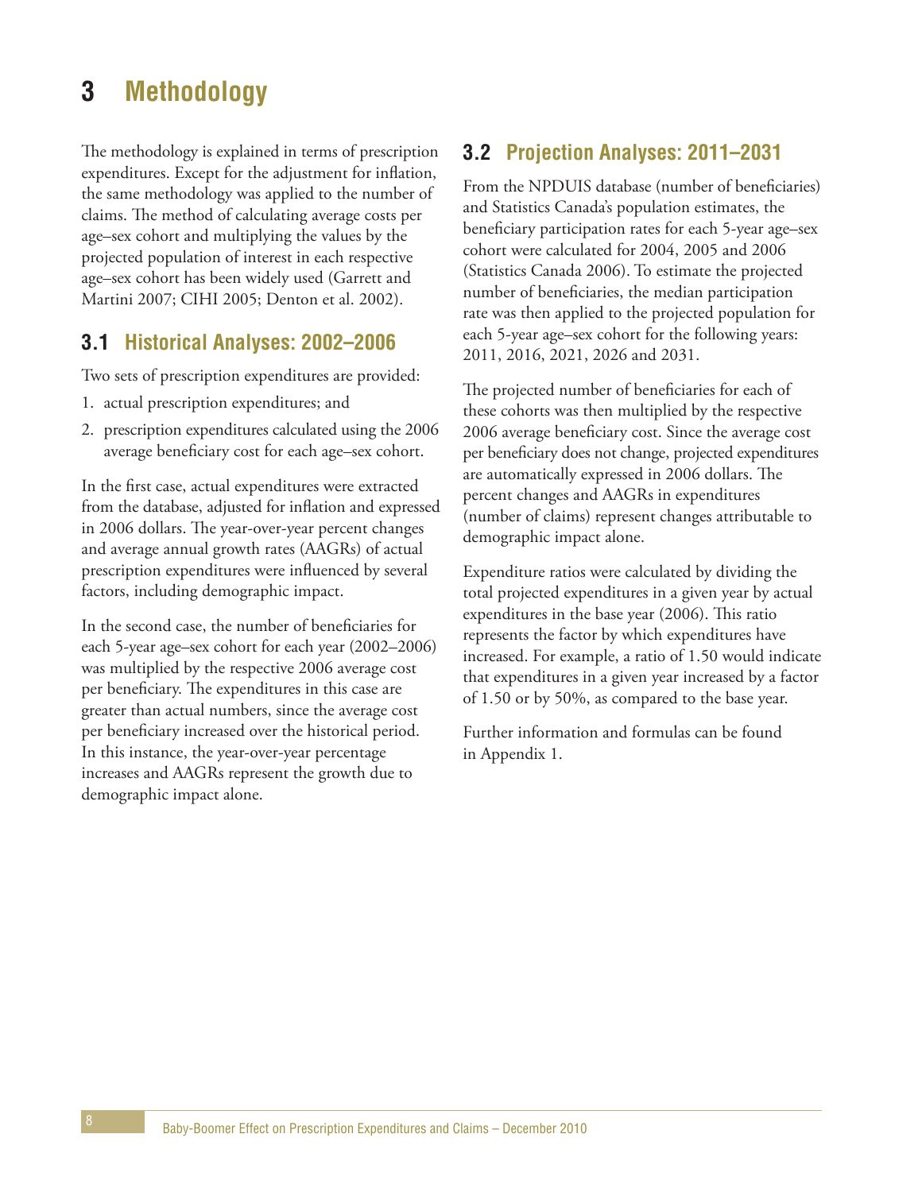# 3 Methodology

The methodology is explained in terms of prescription expenditures. Except for the adjustment for inflation, the same methodology was applied to the number of claims. The method of calculating average costs per age–sex cohort and multiplying the values by the projected population of interest in each respective age–sex cohort has been widely used (Garrett and Martini 2007; CIHI 2005; Denton et al. 2002).

## 3.1 Historical Analyses: 2002–2006

Two sets of prescription expenditures are provided:

1. actual prescription expenditures; and
2. prescription expenditures calculated using the 2006 average beneficiary cost for each age–sex cohort.

In the first case, actual expenditures were extracted from the database, adjusted for inflation and expressed in 2006 dollars. The year-over-year percent changes and average annual growth rates (AAGRs) of actual prescription expenditures were influenced by several factors, including demographic impact.

In the second case, the number of beneficiaries for each 5-year age–sex cohort for each year (2002–2006) was multiplied by the respective 2006 average cost per beneficiary. The expenditures in this case are greater than actual numbers, since the average cost per beneficiary increased over the historical period. In this instance, the year-over-year percentage increases and AAGRs represent the growth due to demographic impact alone.

## 3.2 Projection Analyses: 2011–2031

From the NPDUIS database (number of beneficiaries) and Statistics Canada's population estimates, the beneficiary participation rates for each 5-year age–sex cohort were calculated for 2004, 2005 and 2006 (Statistics Canada 2006). To estimate the projected number of beneficiaries, the median participation rate was then applied to the projected population for each 5-year age–sex cohort for the following years: 2011, 2016, 2021, 2026 and 2031.

The projected number of beneficiaries for each of these cohorts was then multiplied by the respective 2006 average beneficiary cost. Since the average cost per beneficiary does not change, projected expenditures are automatically expressed in 2006 dollars. The percent changes and AAGRs in expenditures (number of claims) represent changes attributable to demographic impact alone.

Expenditure ratios were calculated by dividing the total projected expenditures in a given year by actual expenditures in the base year (2006). This ratio represents the factor by which expenditures have increased. For example, a ratio of 1.50 would indicate that expenditures in a given year increased by a factor of 1.50 or by 50%, as compared to the base year.

Further information and formulas can be found in Appendix 1.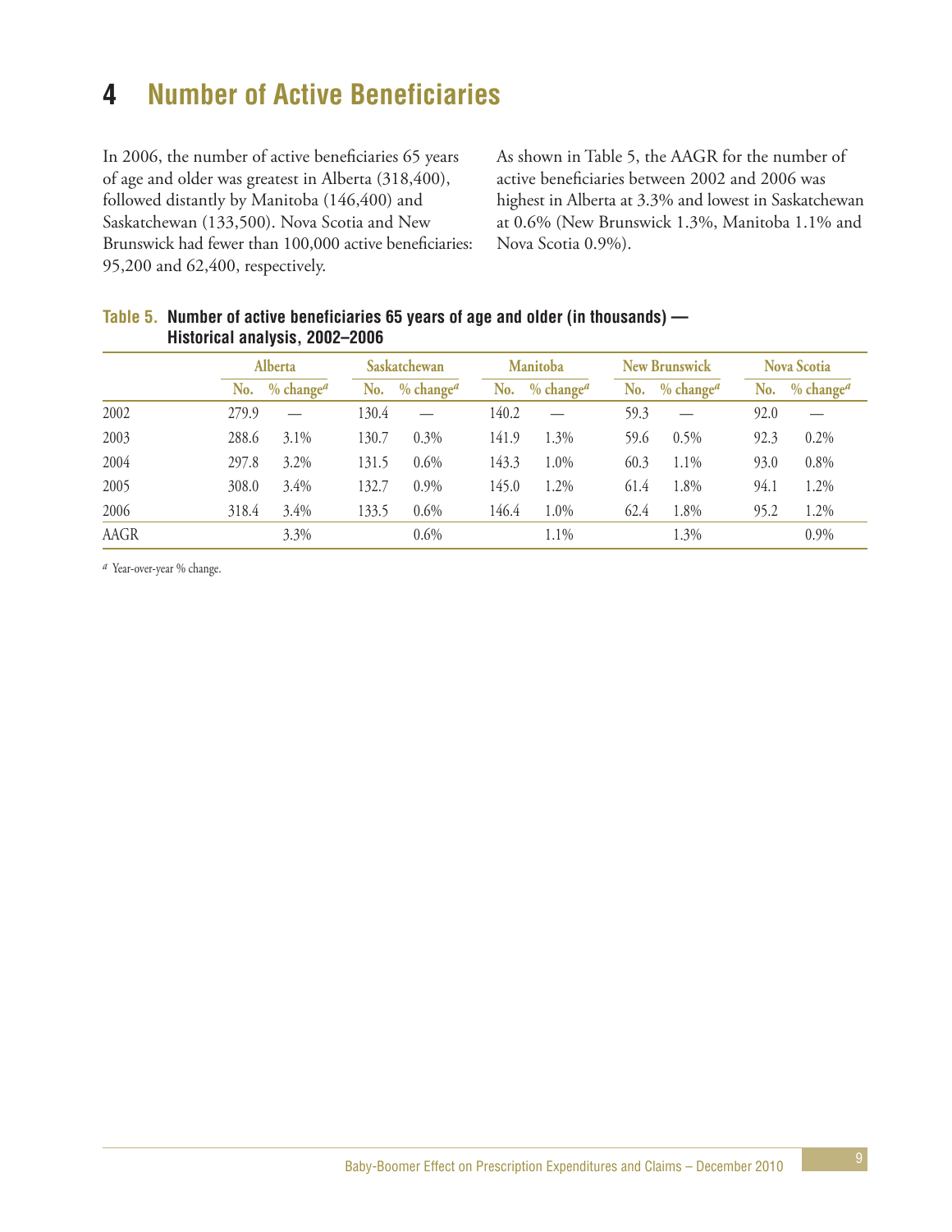# 4 Number of Active Beneficiaries

In 2006, the number of active beneficiaries 65 years of age and older was greatest in Alberta (318,400), followed distantly by Manitoba (146,400) and Saskatchewan (133,500). Nova Scotia and New Brunswick had fewer than 100,000 active beneficiaries: 95,200 and 62,400, respectively.

As shown in Table 5, the AAGR for the number of active beneficiaries between 2002 and 2006 was highest in Alberta at 3.3% and lowest in Saskatchewan at 0.6% (New Brunswick 1.3%, Manitoba 1.1% and Nova Scotia 0.9%).

**Table 5. Number of active beneficiaries 65 years of age and older (in thousands) — Historical analysis, 2002–2006**

| | Alberta | | Saskatchewan | | Manitoba | | New Brunswick | | Nova Scotia | |
|---|---|---|---|---|---|---|---|---|---|---|
| | No. | % change[a] | No. | % change[a] | No. | % change[a] | No. | % change[a] | No. | % change[a] |
| 2002 | 279.9 | — | 130.4 | — | 140.2 | — | 59.3 | — | 92.0 | — |
| 2003 | 288.6 | 3.1% | 130.7 | 0.3% | 141.9 | 1.3% | 59.6 | 0.5% | 92.3 | 0.2% |
| 2004 | 297.8 | 3.2% | 131.5 | 0.6% | 143.3 | 1.0% | 60.3 | 1.1% | 93.0 | 0.8% |
| 2005 | 308.0 | 3.4% | 132.7 | 0.9% | 145.0 | 1.2% | 61.4 | 1.8% | 94.1 | 1.2% |
| 2006 | 318.4 | 3.4% | 133.5 | 0.6% | 146.4 | 1.0% | 62.4 | 1.8% | 95.2 | 1.2% |
| AAGR | | 3.3% | | 0.6% | | 1.1% | | 1.3% | | 0.9% |

[a] Year-over-year % change.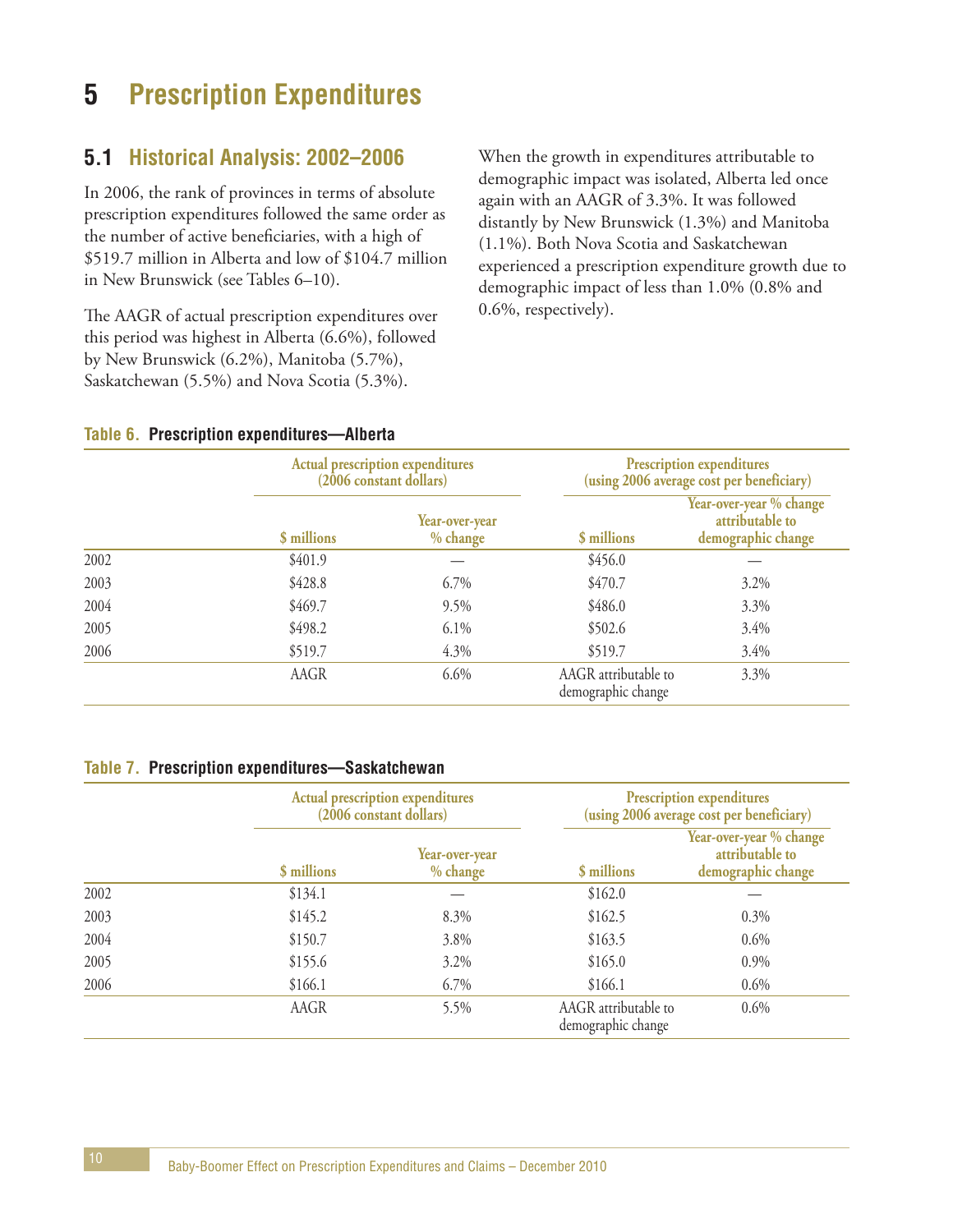# 5 Prescription Expenditures

## 5.1 Historical Analysis: 2002–2006

In 2006, the rank of provinces in terms of absolute prescription expenditures followed the same order as the number of active beneficiaries, with a high of $519.7 million in Alberta and low of $104.7 million in New Brunswick (see Tables 6–10).

The AAGR of actual prescription expenditures over this period was highest in Alberta (6.6%), followed by New Brunswick (6.2%), Manitoba (5.7%), Saskatchewan (5.5%) and Nova Scotia (5.3%).

When the growth in expenditures attributable to demographic impact was isolated, Alberta led once again with an AAGR of 3.3%. It was followed distantly by New Brunswick (1.3%) and Manitoba (1.1%). Both Nova Scotia and Saskatchewan experienced a prescription expenditure growth due to demographic impact of less than 1.0% (0.8% and 0.6%, respectively).

**Table 6. Prescription expenditures—Alberta**

| | Actual prescription expenditures (2006 constant dollars) | | Prescription expenditures (using 2006 average cost per beneficiary) | |
|---|---|---|---|---|
| | $ millions | Year-over-year % change | $ millions | Year-over-year % change attributable to demographic change |
| 2002 | $401.9 | — | $456.0 | — |
| 2003 | $428.8 | 6.7% | $470.7 | 3.2% |
| 2004 | $469.7 | 9.5% | $486.0 | 3.3% |
| 2005 | $498.2 | 6.1% | $502.6 | 3.4% |
| 2006 | $519.7 | 4.3% | $519.7 | 3.4% |
| | AAGR | 6.6% | AAGR attributable to demographic change | 3.3% |

**Table 7. Prescription expenditures—Saskatchewan**

| | Actual prescription expenditures (2006 constant dollars) | | Prescription expenditures (using 2006 average cost per beneficiary) | |
|---|---|---|---|---|
| | $ millions | Year-over-year % change | $ millions | Year-over-year % change attributable to demographic change |
| 2002 | $134.1 | — | $162.0 | — |
| 2003 | $145.2 | 8.3% | $162.5 | 0.3% |
| 2004 | $150.7 | 3.8% | $163.5 | 0.6% |
| 2005 | $155.6 | 3.2% | $165.0 | 0.9% |
| 2006 | $166.1 | 6.7% | $166.1 | 0.6% |
| | AAGR | 5.5% | AAGR attributable to demographic change | 0.6% |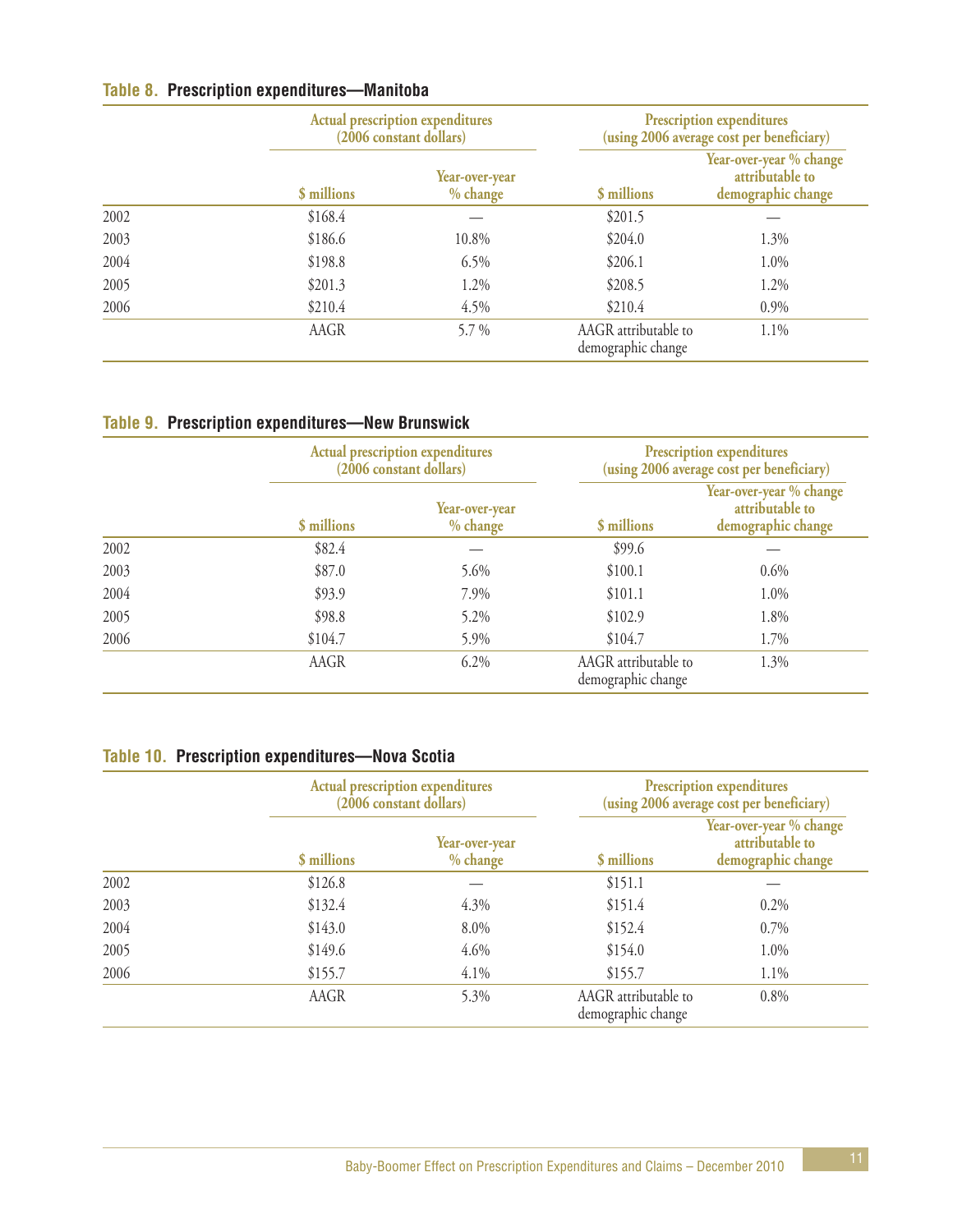**Table 8. Prescription expenditures—Manitoba**

| | Actual prescription expenditures (2006 constant dollars) | | Prescription expenditures (using 2006 average cost per beneficiary) | |
|---|---|---|---|---|
| | $ millions | Year-over-year % change | $ millions | Year-over-year % change attributable to demographic change |
| 2002 | $168.4 | — | $201.5 | — |
| 2003 | $186.6 | 10.8% | $204.0 | 1.3% |
| 2004 | $198.8 | 6.5% | $206.1 | 1.0% |
| 2005 | $201.3 | 1.2% | $208.5 | 1.2% |
| 2006 | $210.4 | 4.5% | $210.4 | 0.9% |
| | AAGR | 5.7 % | AAGR attributable to demographic change | 1.1% |

**Table 9. Prescription expenditures—New Brunswick**

| | Actual prescription expenditures (2006 constant dollars) | | Prescription expenditures (using 2006 average cost per beneficiary) | |
|---|---|---|---|---|
| | $ millions | Year-over-year % change | $ millions | Year-over-year % change attributable to demographic change |
| 2002 | $82.4 | — | $99.6 | — |
| 2003 | $87.0 | 5.6% | $100.1 | 0.6% |
| 2004 | $93.9 | 7.9% | $101.1 | 1.0% |
| 2005 | $98.8 | 5.2% | $102.9 | 1.8% |
| 2006 | $104.7 | 5.9% | $104.7 | 1.7% |
| | AAGR | 6.2% | AAGR attributable to demographic change | 1.3% |

**Table 10. Prescription expenditures—Nova Scotia**

| | Actual prescription expenditures (2006 constant dollars) | | Prescription expenditures (using 2006 average cost per beneficiary) | |
|---|---|---|---|---|
| | $ millions | Year-over-year % change | $ millions | Year-over-year % change attributable to demographic change |
| 2002 | $126.8 | — | $151.1 | — |
| 2003 | $132.4 | 4.3% | $151.4 | 0.2% |
| 2004 | $143.0 | 8.0% | $152.4 | 0.7% |
| 2005 | $149.6 | 4.6% | $154.0 | 1.0% |
| 2006 | $155.7 | 4.1% | $155.7 | 1.1% |
| | AAGR | 5.3% | AAGR attributable to demographic change | 0.8% |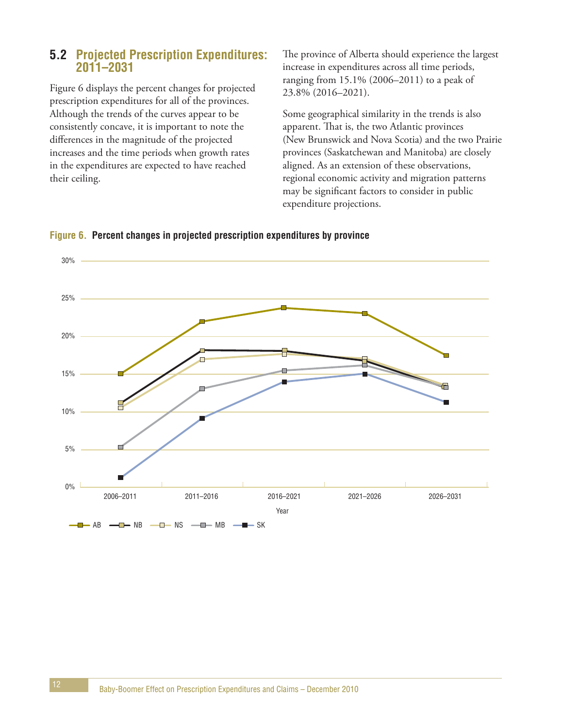## 5.2 Projected Prescription Expenditures: 2011–2031

Figure 6 displays the percent changes for projected prescription expenditures for all of the provinces. Although the trends of the curves appear to be consistently concave, it is important to note the differences in the magnitude of the projected increases and the time periods when growth rates in the expenditures are expected to have reached their ceiling.

The province of Alberta should experience the largest increase in expenditures across all time periods, ranging from 15.1% (2006–2011) to a peak of 23.8% (2016–2021).

Some geographical similarity in the trends is also apparent. That is, the two Atlantic provinces (New Brunswick and Nova Scotia) and the two Prairie provinces (Saskatchewan and Manitoba) are closely aligned. As an extension of these observations, regional economic activity and migration patterns may be significant factors to consider in public expenditure projections.

**Figure 6. Percent changes in projected prescription expenditures by province**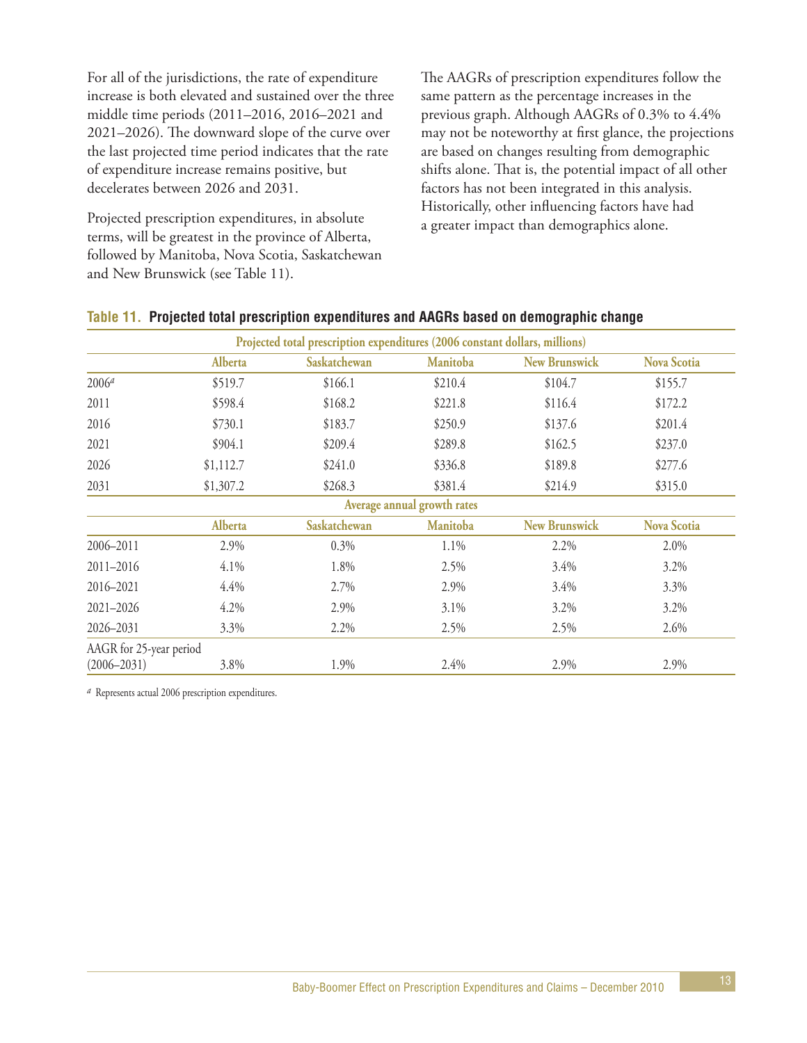For all of the jurisdictions, the rate of expenditure increase is both elevated and sustained over the three middle time periods (2011–2016, 2016–2021 and 2021–2026). The downward slope of the curve over the last projected time period indicates that the rate of expenditure increase remains positive, but decelerates between 2026 and 2031.

Projected prescription expenditures, in absolute terms, will be greatest in the province of Alberta, followed by Manitoba, Nova Scotia, Saskatchewan and New Brunswick (see Table 11).

The AAGRs of prescription expenditures follow the same pattern as the percentage increases in the previous graph. Although AAGRs of 0.3% to 4.4% may not be noteworthy at first glance, the projections are based on changes resulting from demographic shifts alone. That is, the potential impact of all other factors has not been integrated in this analysis. Historically, other influencing factors have had a greater impact than demographics alone.

**Table 11. Projected total prescription expenditures and AAGRs based on demographic change**

| | Projected total prescription expenditures (2006 constant dollars, millions) | | | | |
|---|---|---|---|---|---|
| | Alberta | Saskatchewan | Manitoba | New Brunswick | Nova Scotia |
| 2006[a] | $519.7 | $166.1 | $210.4 | $104.7 | $155.7 |
| 2011 | $598.4 | $168.2 | $221.8 | $116.4 | $172.2 |
| 2016 | $730.1 | $183.7 | $250.9 | $137.6 | $201.4 |
| 2021 | $904.1 | $209.4 | $289.8 | $162.5 | $237.0 |
| 2026 | $1,112.7 | $241.0 | $336.8 | $189.8 | $277.6 |
| 2031 | $1,307.2 | $268.3 | $381.4 | $214.9 | $315.0 |
| | **Average annual growth rates** | | | | |
| | Alberta | Saskatchewan | Manitoba | New Brunswick | Nova Scotia |
| 2006–2011 | 2.9% | 0.3% | 1.1% | 2.2% | 2.0% |
| 2011–2016 | 4.1% | 1.8% | 2.5% | 3.4% | 3.2% |
| 2016–2021 | 4.4% | 2.7% | 2.9% | 3.4% | 3.3% |
| 2021–2026 | 4.2% | 2.9% | 3.1% | 3.2% | 3.2% |
| 2026–2031 | 3.3% | 2.2% | 2.5% | 2.5% | 2.6% |
| AAGR for 25-year period (2006–2031) | 3.8% | 1.9% | 2.4% | 2.9% | 2.9% |

[a] Represents actual 2006 prescription expenditures.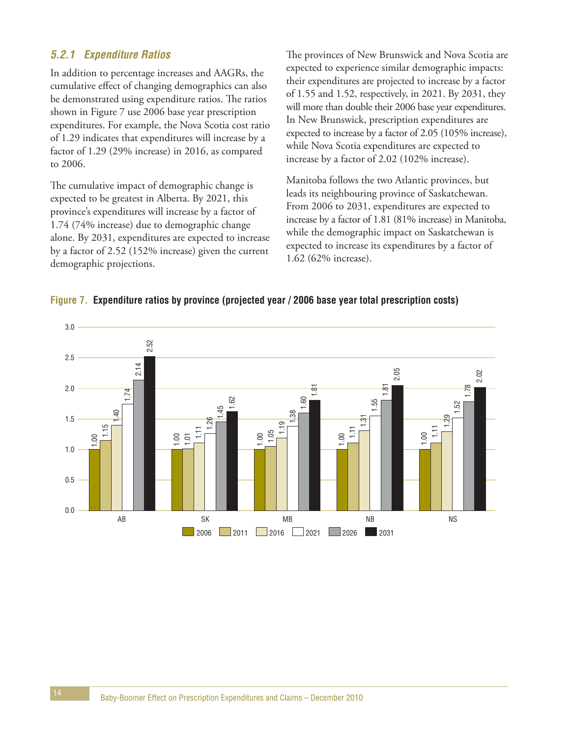### 5.2.1 Expenditure Ratios

In addition to percentage increases and AAGRs, the cumulative effect of changing demographics can also be demonstrated using expenditure ratios. The ratios shown in Figure 7 use 2006 base year prescription expenditures. For example, the Nova Scotia cost ratio of 1.29 indicates that expenditures will increase by a factor of 1.29 (29% increase) in 2016, as compared to 2006.

The cumulative impact of demographic change is expected to be greatest in Alberta. By 2021, this province's expenditures will increase by a factor of 1.74 (74% increase) due to demographic change alone. By 2031, expenditures are expected to increase by a factor of 2.52 (152% increase) given the current demographic projections.

The provinces of New Brunswick and Nova Scotia are expected to experience similar demographic impacts: their expenditures are projected to increase by a factor of 1.55 and 1.52, respectively, in 2021. By 2031, they will more than double their 2006 base year expenditures. In New Brunswick, prescription expenditures are expected to increase by a factor of 2.05 (105% increase), while Nova Scotia expenditures are expected to increase by a factor of 2.02 (102% increase).

Manitoba follows the two Atlantic provinces, but leads its neighbouring province of Saskatchewan. From 2006 to 2031, expenditures are expected to increase by a factor of 1.81 (81% increase) in Manitoba, while the demographic impact on Saskatchewan is expected to increase its expenditures by a factor of 1.62 (62% increase).

**Figure 7. Expenditure ratios by province (projected year / 2006 base year total prescription costs)**

| | 2006 | 2011 | 2016 | 2021 | 2026 | 2031 |
|---|---|---|---|---|---|---|
| AB | 1.00 | 1.15 | 1.40 | 1.74 | 2.14 | 2.52 |
| SK | 1.00 | 1.01 | 1.11 | 1.26 | 1.45 | 1.62 |
| MB | 1.00 | 1.05 | 1.19 | 1.38 | 1.60 | 1.81 |
| NB | 1.00 | 1.11 | 1.31 | 1.55 | 1.81 | 2.05 |
| NS | 1.00 | 1.11 | 1.29 | 1.52 | 1.78 | 2.02 |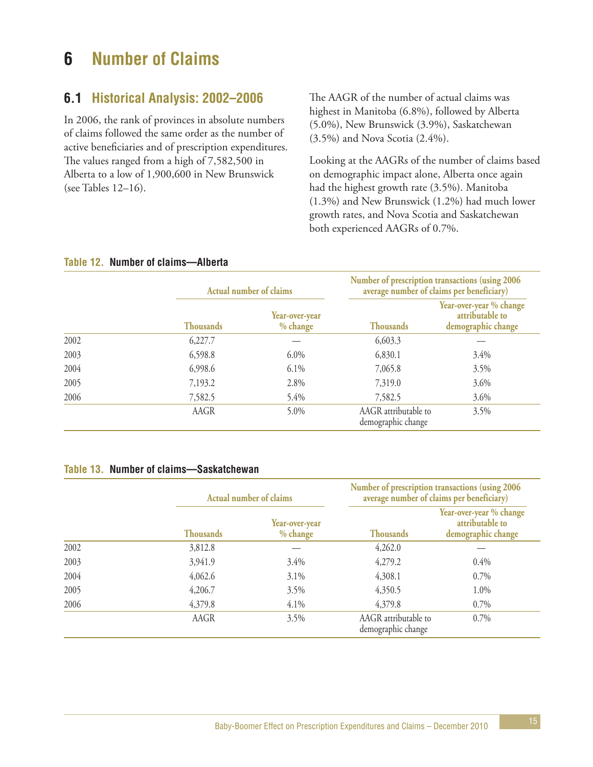# 6 Number of Claims

## 6.1 Historical Analysis: 2002–2006

In 2006, the rank of provinces in absolute numbers of claims followed the same order as the number of active beneficiaries and of prescription expenditures. The values ranged from a high of 7,582,500 in Alberta to a low of 1,900,600 in New Brunswick (see Tables 12–16).

The AAGR of the number of actual claims was highest in Manitoba (6.8%), followed by Alberta (5.0%), New Brunswick (3.9%), Saskatchewan (3.5%) and Nova Scotia (2.4%).

Looking at the AAGRs of the number of claims based on demographic impact alone, Alberta once again had the highest growth rate (3.5%). Manitoba (1.3%) and New Brunswick (1.2%) had much lower growth rates, and Nova Scotia and Saskatchewan both experienced AAGRs of 0.7%.

**Table 12. Number of claims—Alberta**

| | Actual number of claims | | Number of prescription transactions (using 2006 average number of claims per beneficiary) | |
|---|---|---|---|---|
| | Thousands | Year-over-year % change | Thousands | Year-over-year % change attributable to demographic change |
| 2002 | 6,227.7 | — | 6,603.3 | — |
| 2003 | 6,598.8 | 6.0% | 6,830.1 | 3.4% |
| 2004 | 6,998.6 | 6.1% | 7,065.8 | 3.5% |
| 2005 | 7,193.2 | 2.8% | 7,319.0 | 3.6% |
| 2006 | 7,582.5 | 5.4% | 7,582.5 | 3.6% |
| | AAGR | 5.0% | AAGR attributable to demographic change | 3.5% |

**Table 13. Number of claims—Saskatchewan**

| | Actual number of claims | | Number of prescription transactions (using 2006 average number of claims per beneficiary) | |
|---|---|---|---|---|
| | Thousands | Year-over-year % change | Thousands | Year-over-year % change attributable to demographic change |
| 2002 | 3,812.8 | — | 4,262.0 | — |
| 2003 | 3,941.9 | 3.4% | 4,279.2 | 0.4% |
| 2004 | 4,062.6 | 3.1% | 4,308.1 | 0.7% |
| 2005 | 4,206.7 | 3.5% | 4,350.5 | 1.0% |
| 2006 | 4,379.8 | 4.1% | 4,379.8 | 0.7% |
| | AAGR | 3.5% | AAGR attributable to demographic change | 0.7% |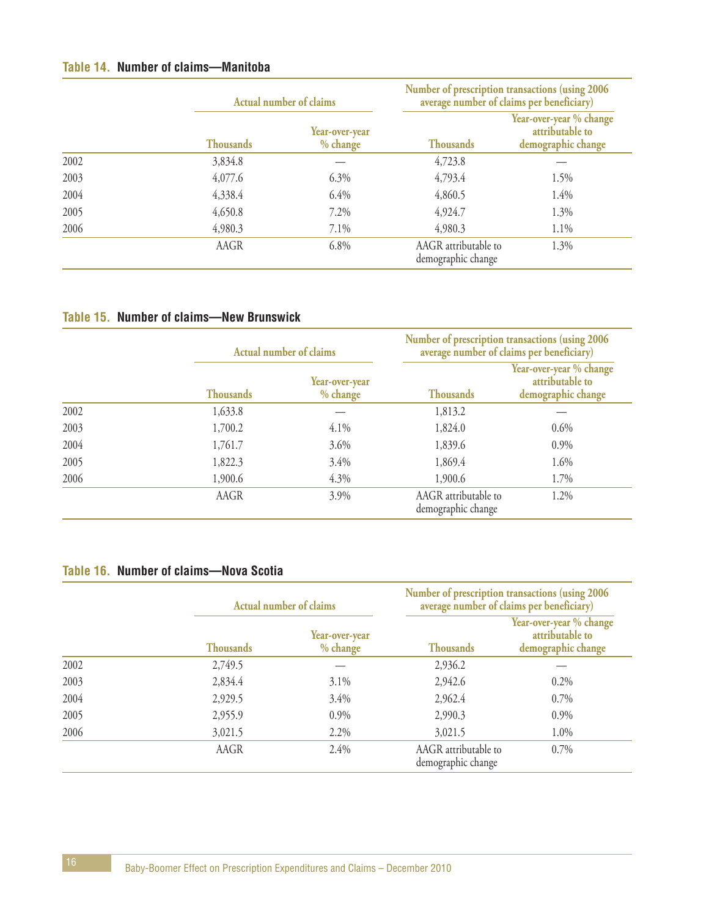**Table 14. Number of claims—Manitoba**

| | Actual number of claims | | Number of prescription transactions (using 2006 average number of claims per beneficiary) | |
|---|---|---|---|---|
| | Thousands | Year-over-year % change | Thousands | Year-over-year % change attributable to demographic change |
| 2002 | 3,834.8 | — | 4,723.8 | — |
| 2003 | 4,077.6 | 6.3% | 4,793.4 | 1.5% |
| 2004 | 4,338.4 | 6.4% | 4,860.5 | 1.4% |
| 2005 | 4,650.8 | 7.2% | 4,924.7 | 1.3% |
| 2006 | 4,980.3 | 7.1% | 4,980.3 | 1.1% |
| | AAGR | 6.8% | AAGR attributable to demographic change | 1.3% |

**Table 15. Number of claims—New Brunswick**

| | Actual number of claims | | Number of prescription transactions (using 2006 average number of claims per beneficiary) | |
|---|---|---|---|---|
| | Thousands | Year-over-year % change | Thousands | Year-over-year % change attributable to demographic change |
| 2002 | 1,633.8 | — | 1,813.2 | — |
| 2003 | 1,700.2 | 4.1% | 1,824.0 | 0.6% |
| 2004 | 1,761.7 | 3.6% | 1,839.6 | 0.9% |
| 2005 | 1,822.3 | 3.4% | 1,869.4 | 1.6% |
| 2006 | 1,900.6 | 4.3% | 1,900.6 | 1.7% |
| | AAGR | 3.9% | AAGR attributable to demographic change | 1.2% |

**Table 16. Number of claims—Nova Scotia**

| | Actual number of claims | | Number of prescription transactions (using 2006 average number of claims per beneficiary) | |
|---|---|---|---|---|
| | Thousands | Year-over-year % change | Thousands | Year-over-year % change attributable to demographic change |
| 2002 | 2,749.5 | — | 2,936.2 | — |
| 2003 | 2,834.4 | 3.1% | 2,942.6 | 0.2% |
| 2004 | 2,929.5 | 3.4% | 2,962.4 | 0.7% |
| 2005 | 2,955.9 | 0.9% | 2,990.3 | 0.9% |
| 2006 | 3,021.5 | 2.2% | 3,021.5 | 1.0% |
| | AAGR | 2.4% | AAGR attributable to demographic change | 0.7% |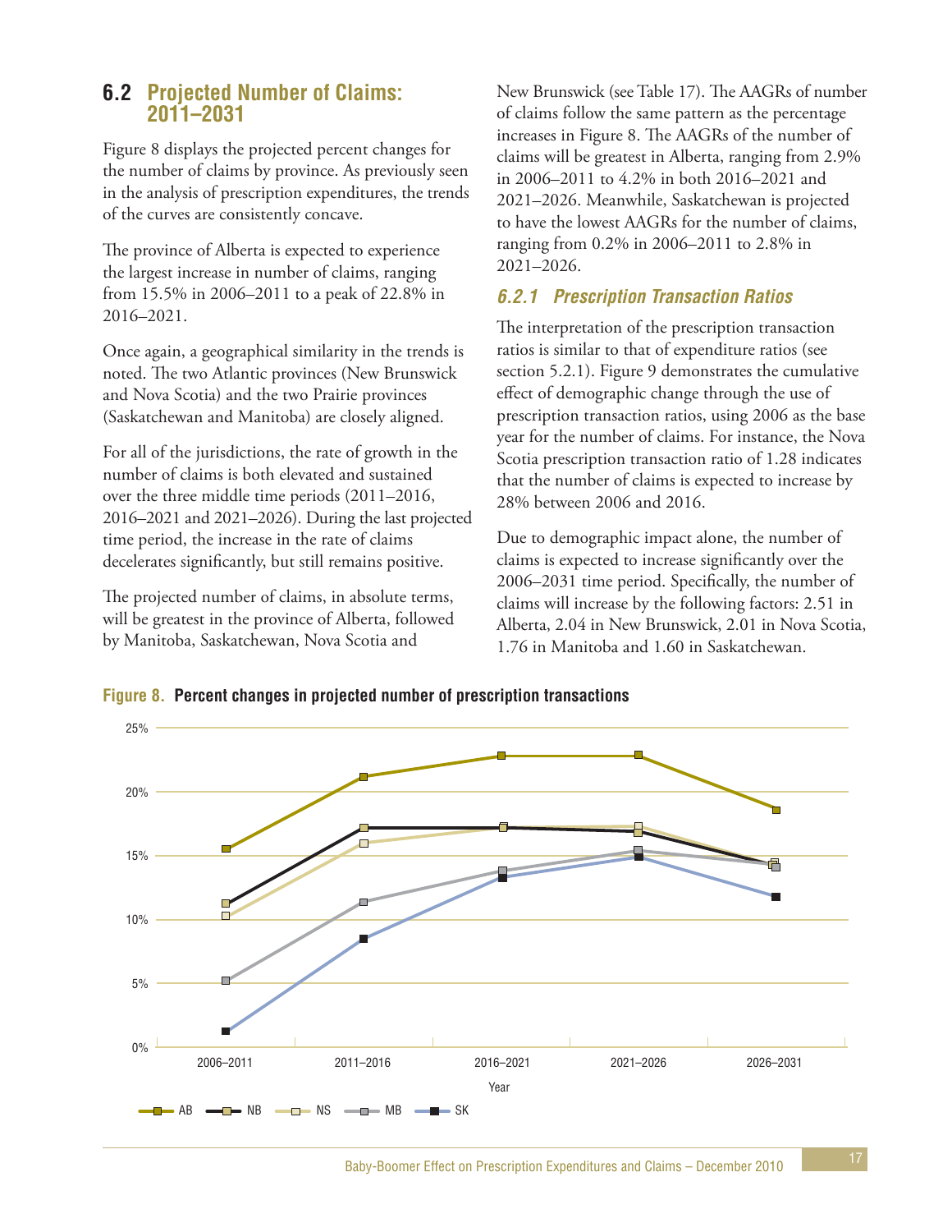## 6.2 Projected Number of Claims: 2011–2031

Figure 8 displays the projected percent changes for the number of claims by province. As previously seen in the analysis of prescription expenditures, the trends of the curves are consistently concave.

The province of Alberta is expected to experience the largest increase in number of claims, ranging from 15.5% in 2006–2011 to a peak of 22.8% in 2016–2021.

Once again, a geographical similarity in the trends is noted. The two Atlantic provinces (New Brunswick and Nova Scotia) and the two Prairie provinces (Saskatchewan and Manitoba) are closely aligned.

For all of the jurisdictions, the rate of growth in the number of claims is both elevated and sustained over the three middle time periods (2011–2016, 2016–2021 and 2021–2026). During the last projected time period, the increase in the rate of claims decelerates significantly, but still remains positive.

The projected number of claims, in absolute terms, will be greatest in the province of Alberta, followed by Manitoba, Saskatchewan, Nova Scotia and New Brunswick (see Table 17). The AAGRs of number of claims follow the same pattern as the percentage increases in Figure 8. The AAGRs of the number of claims will be greatest in Alberta, ranging from 2.9% in 2006–2011 to 4.2% in both 2016–2021 and 2021–2026. Meanwhile, Saskatchewan is projected to have the lowest AAGRs for the number of claims, ranging from 0.2% in 2006–2011 to 2.8% in 2021–2026.

### *6.2.1 Prescription Transaction Ratios*

The interpretation of the prescription transaction ratios is similar to that of expenditure ratios (see section 5.2.1). Figure 9 demonstrates the cumulative effect of demographic change through the use of prescription transaction ratios, using 2006 as the base year for the number of claims. For instance, the Nova Scotia prescription transaction ratio of 1.28 indicates that the number of claims is expected to increase by 28% between 2006 and 2016.

Due to demographic impact alone, the number of claims is expected to increase significantly over the 2006–2031 time period. Specifically, the number of claims will increase by the following factors: 2.51 in Alberta, 2.04 in New Brunswick, 2.01 in Nova Scotia, 1.76 in Manitoba and 1.60 in Saskatchewan.

**Figure 8. Percent changes in projected number of prescription transactions**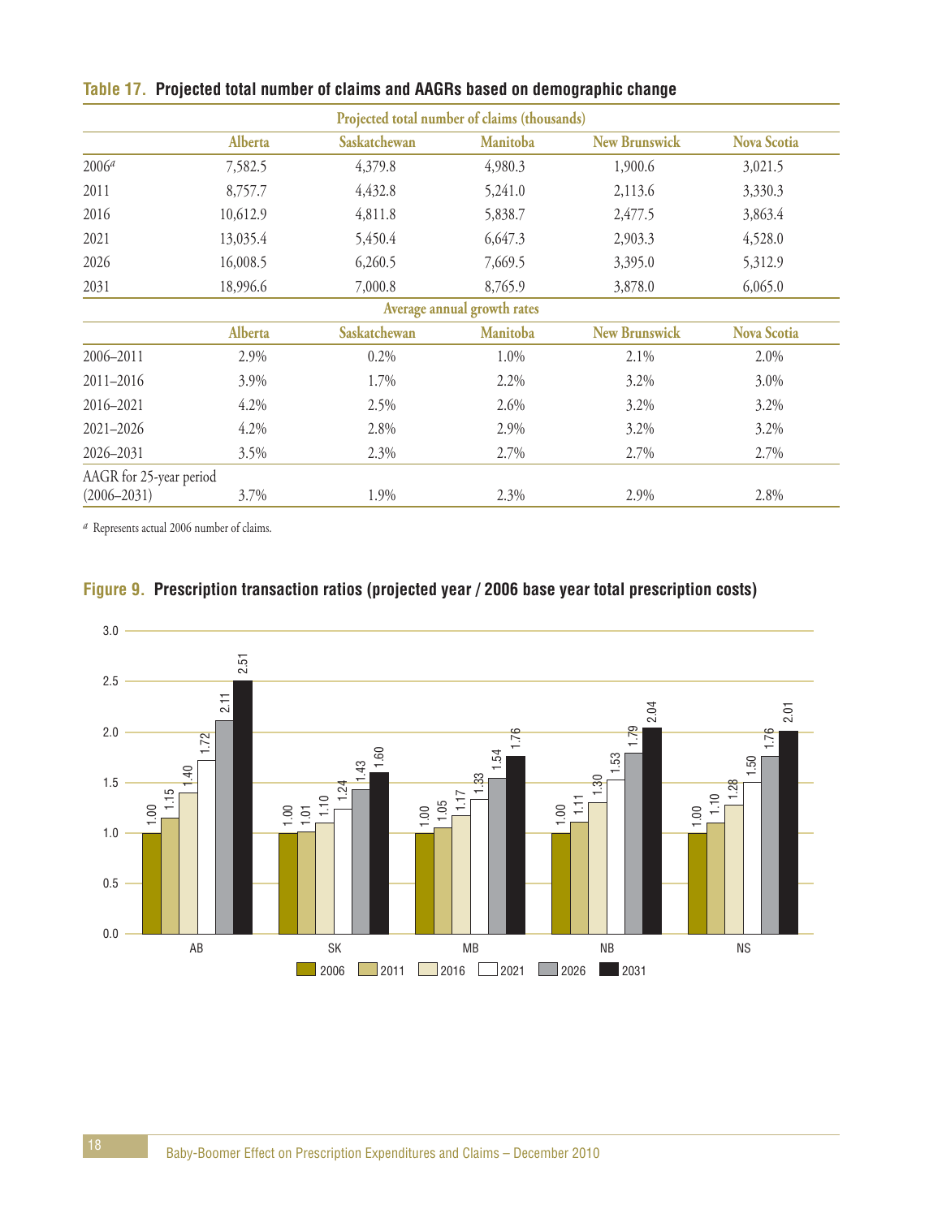**Table 17. Projected total number of claims and AAGRs based on demographic change**

| | Alberta | Saskatchewan | Manitoba | New Brunswick | Nova Scotia |
|---|---|---|---|---|---|
| **Projected total number of claims (thousands)** | | | | | |
| 2006[a] | 7,582.5 | 4,379.8 | 4,980.3 | 1,900.6 | 3,021.5 |
| 2011 | 8,757.7 | 4,432.8 | 5,241.0 | 2,113.6 | 3,330.3 |
| 2016 | 10,612.9 | 4,811.8 | 5,838.7 | 2,477.5 | 3,863.4 |
| 2021 | 13,035.4 | 5,450.4 | 6,647.3 | 2,903.3 | 4,528.0 |
| 2026 | 16,008.5 | 6,260.5 | 7,669.5 | 3,395.0 | 5,312.9 |
| 2031 | 18,996.6 | 7,000.8 | 8,765.9 | 3,878.0 | 6,065.0 |
| **Average annual growth rates** | | | | | |
| 2006–2011 | 2.9% | 0.2% | 1.0% | 2.1% | 2.0% |
| 2011–2016 | 3.9% | 1.7% | 2.2% | 3.2% | 3.0% |
| 2016–2021 | 4.2% | 2.5% | 2.6% | 3.2% | 3.2% |
| 2021–2026 | 4.2% | 2.8% | 2.9% | 3.2% | 3.2% |
| 2026–2031 | 3.5% | 2.3% | 2.7% | 2.7% | 2.7% |
| AAGR for 25-year period (2006–2031) | 3.7% | 1.9% | 2.3% | 2.9% | 2.8% |

[a] Represents actual 2006 number of claims.

**Figure 9. Prescription transaction ratios (projected year / 2006 base year total prescription costs)**

| | 2006 | 2011 | 2016 | 2021 | 2026 | 2031 |
|---|---|---|---|---|---|---|
| AB | 1.00 | 1.15 | 1.40 | 1.72 | 2.11 | 2.51 |
| SK | 1.00 | 1.01 | 1.10 | 1.24 | 1.43 | 1.60 |
| MB | 1.00 | 1.05 | 1.17 | 1.33 | 1.54 | 1.76 |
| NB | 1.00 | 1.11 | 1.30 | 1.53 | 1.79 | 2.04 |
| NS | 1.00 | 1.10 | 1.28 | 1.50 | 1.76 | 2.01 |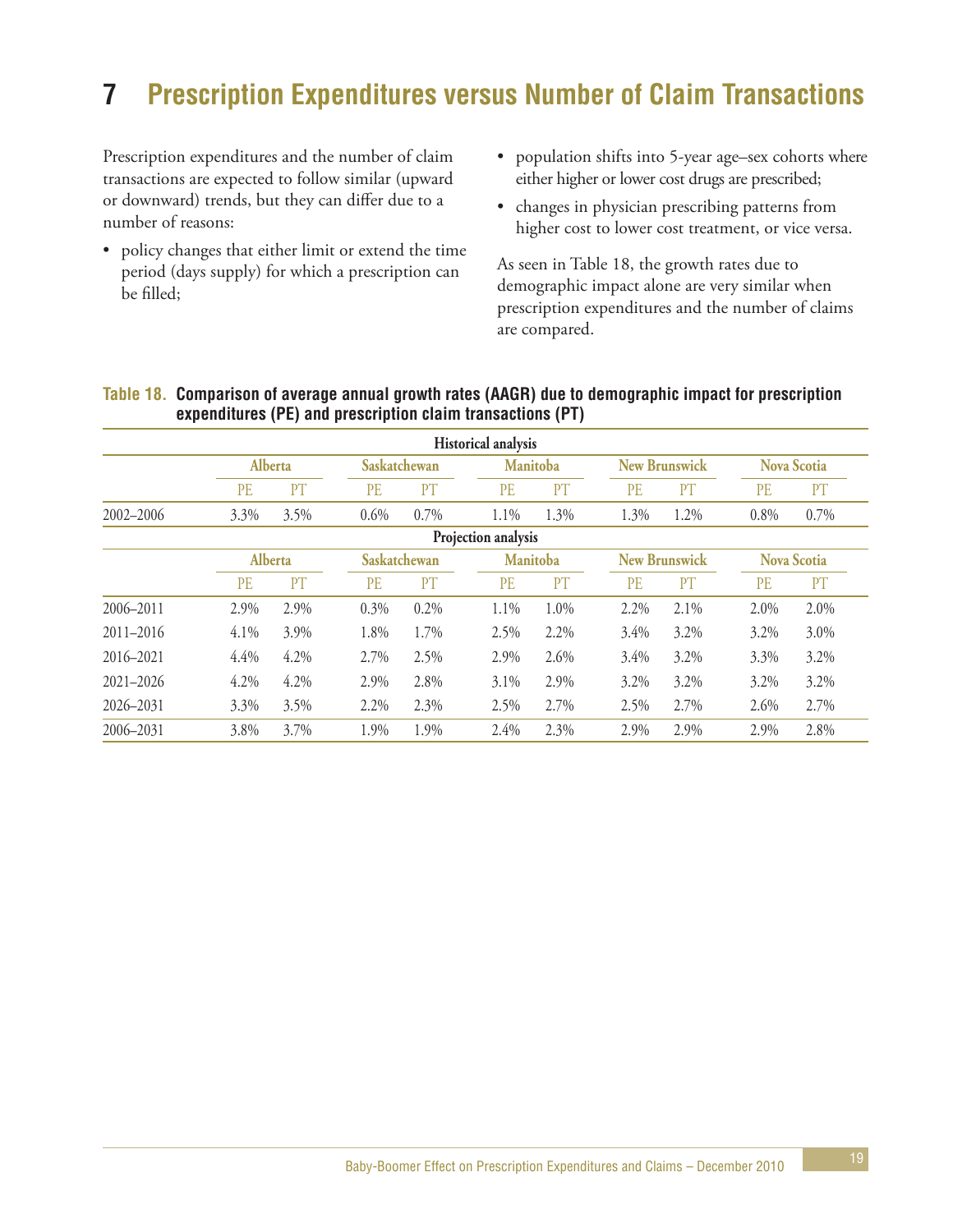# 7 Prescription Expenditures versus Number of Claim Transactions

Prescription expenditures and the number of claim transactions are expected to follow similar (upward or downward) trends, but they can differ due to a number of reasons:

- policy changes that either limit or extend the time period (days supply) for which a prescription can be filled;
- population shifts into 5-year age–sex cohorts where either higher or lower cost drugs are prescribed;
- changes in physician prescribing patterns from higher cost to lower cost treatment, or vice versa.

As seen in Table 18, the growth rates due to demographic impact alone are very similar when prescription expenditures and the number of claims are compared.

**Table 18. Comparison of average annual growth rates (AAGR) due to demographic impact for prescription expenditures (PE) and prescription claim transactions (PT)**

| | Alberta | | Saskatchewan | | Manitoba | | New Brunswick | | Nova Scotia | |
|---|---|---|---|---|---|---|---|---|---|---|
| **Historical analysis** | | | | | | | | | | |
| | PE | PT | PE | PT | PE | PT | PE | PT | PE | PT |
| 2002–2006 | 3.3% | 3.5% | 0.6% | 0.7% | 1.1% | 1.3% | 1.3% | 1.2% | 0.8% | 0.7% |
| **Projection analysis** | | | | | | | | | | |
| | PE | PT | PE | PT | PE | PT | PE | PT | PE | PT |
| 2006–2011 | 2.9% | 2.9% | 0.3% | 0.2% | 1.1% | 1.0% | 2.2% | 2.1% | 2.0% | 2.0% |
| 2011–2016 | 4.1% | 3.9% | 1.8% | 1.7% | 2.5% | 2.2% | 3.4% | 3.2% | 3.2% | 3.0% |
| 2016–2021 | 4.4% | 4.2% | 2.7% | 2.5% | 2.9% | 2.6% | 3.4% | 3.2% | 3.3% | 3.2% |
| 2021–2026 | 4.2% | 4.2% | 2.9% | 2.8% | 3.1% | 2.9% | 3.2% | 3.2% | 3.2% | 3.2% |
| 2026–2031 | 3.3% | 3.5% | 2.2% | 2.3% | 2.5% | 2.7% | 2.5% | 2.7% | 2.6% | 2.7% |
| 2006–2031 | 3.8% | 3.7% | 1.9% | 1.9% | 2.4% | 2.3% | 2.9% | 2.9% | 2.9% | 2.8% |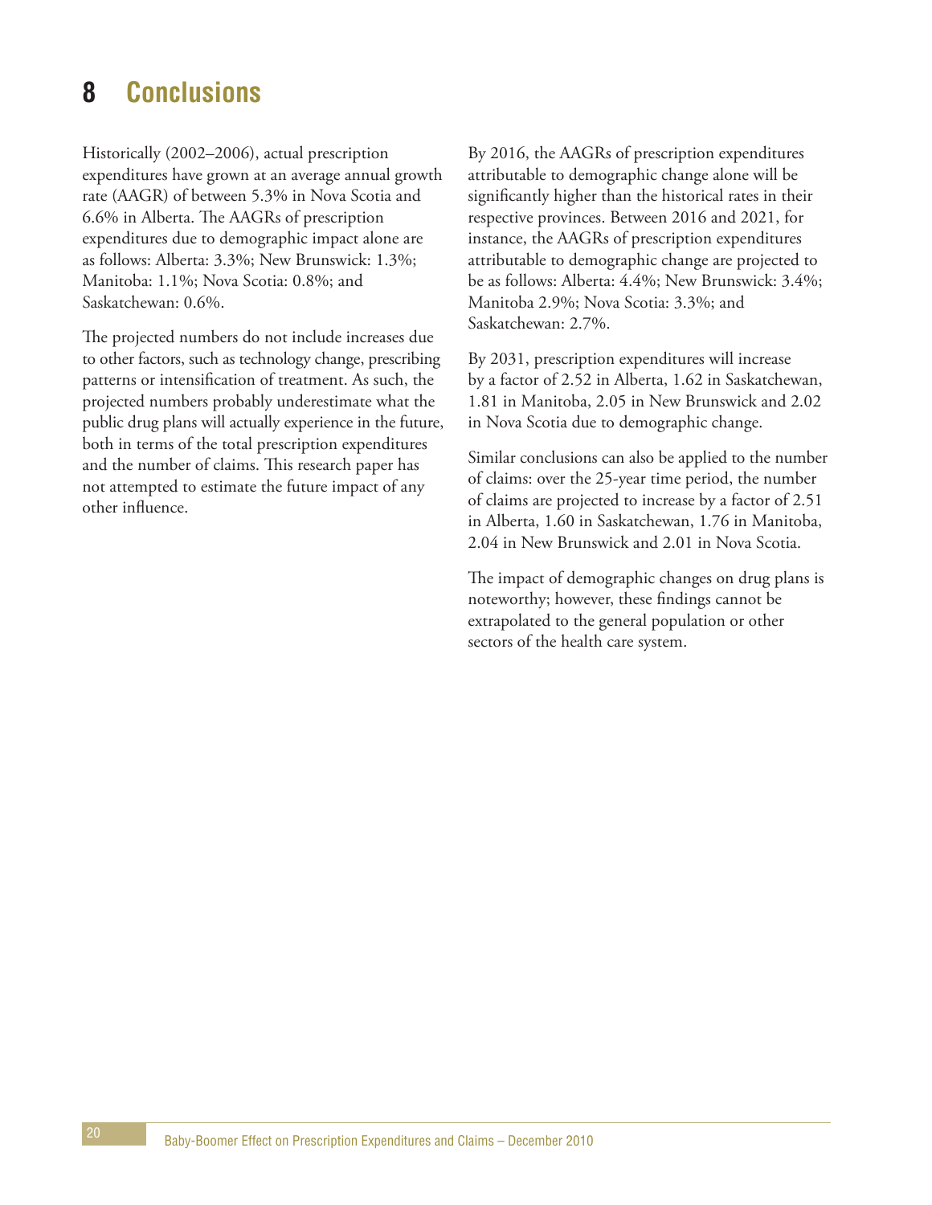# 8 Conclusions

Historically (2002–2006), actual prescription expenditures have grown at an average annual growth rate (AAGR) of between 5.3% in Nova Scotia and 6.6% in Alberta. The AAGRs of prescription expenditures due to demographic impact alone are as follows: Alberta: 3.3%; New Brunswick: 1.3%; Manitoba: 1.1%; Nova Scotia: 0.8%; and Saskatchewan: 0.6%.

The projected numbers do not include increases due to other factors, such as technology change, prescribing patterns or intensification of treatment. As such, the projected numbers probably underestimate what the public drug plans will actually experience in the future, both in terms of the total prescription expenditures and the number of claims. This research paper has not attempted to estimate the future impact of any other influence.

By 2016, the AAGRs of prescription expenditures attributable to demographic change alone will be significantly higher than the historical rates in their respective provinces. Between 2016 and 2021, for instance, the AAGRs of prescription expenditures attributable to demographic change are projected to be as follows: Alberta: 4.4%; New Brunswick: 3.4%; Manitoba 2.9%; Nova Scotia: 3.3%; and Saskatchewan: 2.7%.

By 2031, prescription expenditures will increase by a factor of 2.52 in Alberta, 1.62 in Saskatchewan, 1.81 in Manitoba, 2.05 in New Brunswick and 2.02 in Nova Scotia due to demographic change.

Similar conclusions can also be applied to the number of claims: over the 25-year time period, the number of claims are projected to increase by a factor of 2.51 in Alberta, 1.60 in Saskatchewan, 1.76 in Manitoba, 2.04 in New Brunswick and 2.01 in Nova Scotia.

The impact of demographic changes on drug plans is noteworthy; however, these findings cannot be extrapolated to the general population or other sectors of the health care system.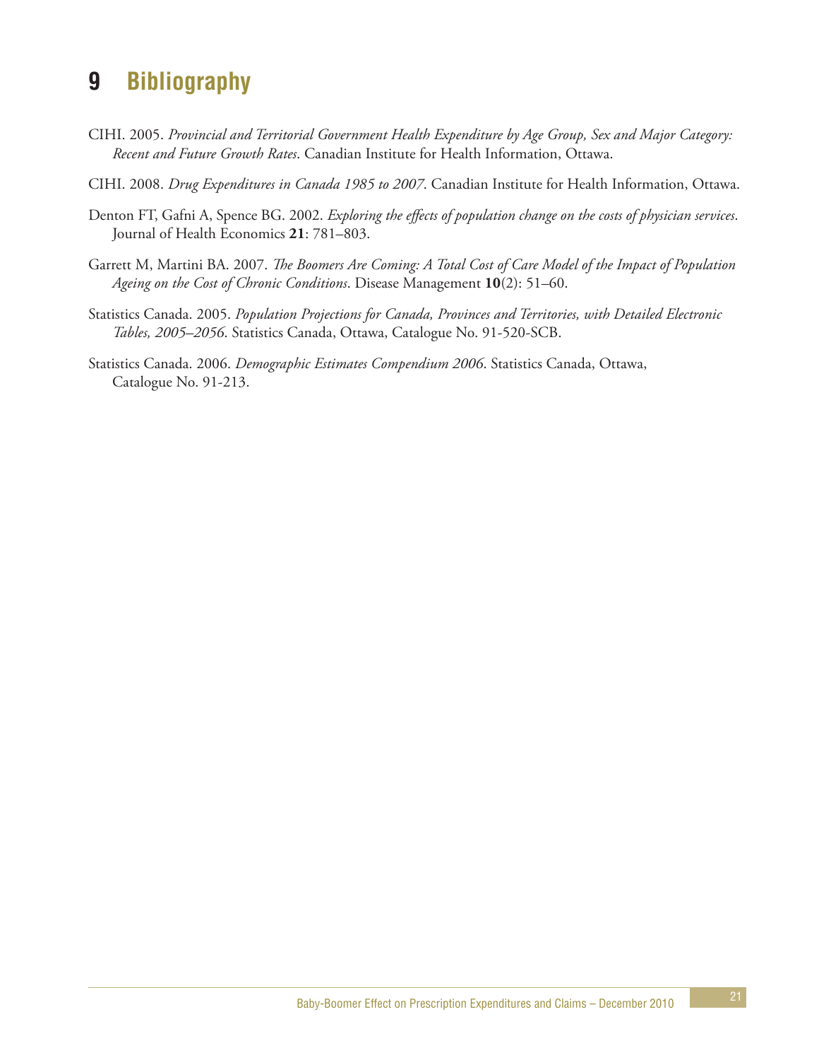# 9 Bibliography

CIHI. 2005. *Provincial and Territorial Government Health Expenditure by Age Group, Sex and Major Category: Recent and Future Growth Rates*. Canadian Institute for Health Information, Ottawa.

CIHI. 2008. *Drug Expenditures in Canada 1985 to 2007*. Canadian Institute for Health Information, Ottawa.

Denton FT, Gafni A, Spence BG. 2002. *Exploring the effects of population change on the costs of physician services*. Journal of Health Economics **21**: 781–803.

Garrett M, Martini BA. 2007. *The Boomers Are Coming: A Total Cost of Care Model of the Impact of Population Ageing on the Cost of Chronic Conditions*. Disease Management **10**(2): 51–60.

Statistics Canada. 2005. *Population Projections for Canada, Provinces and Territories, with Detailed Electronic Tables, 2005–2056*. Statistics Canada, Ottawa, Catalogue No. 91-520-SCB.

Statistics Canada. 2006. *Demographic Estimates Compendium 2006*. Statistics Canada, Ottawa, Catalogue No. 91-213.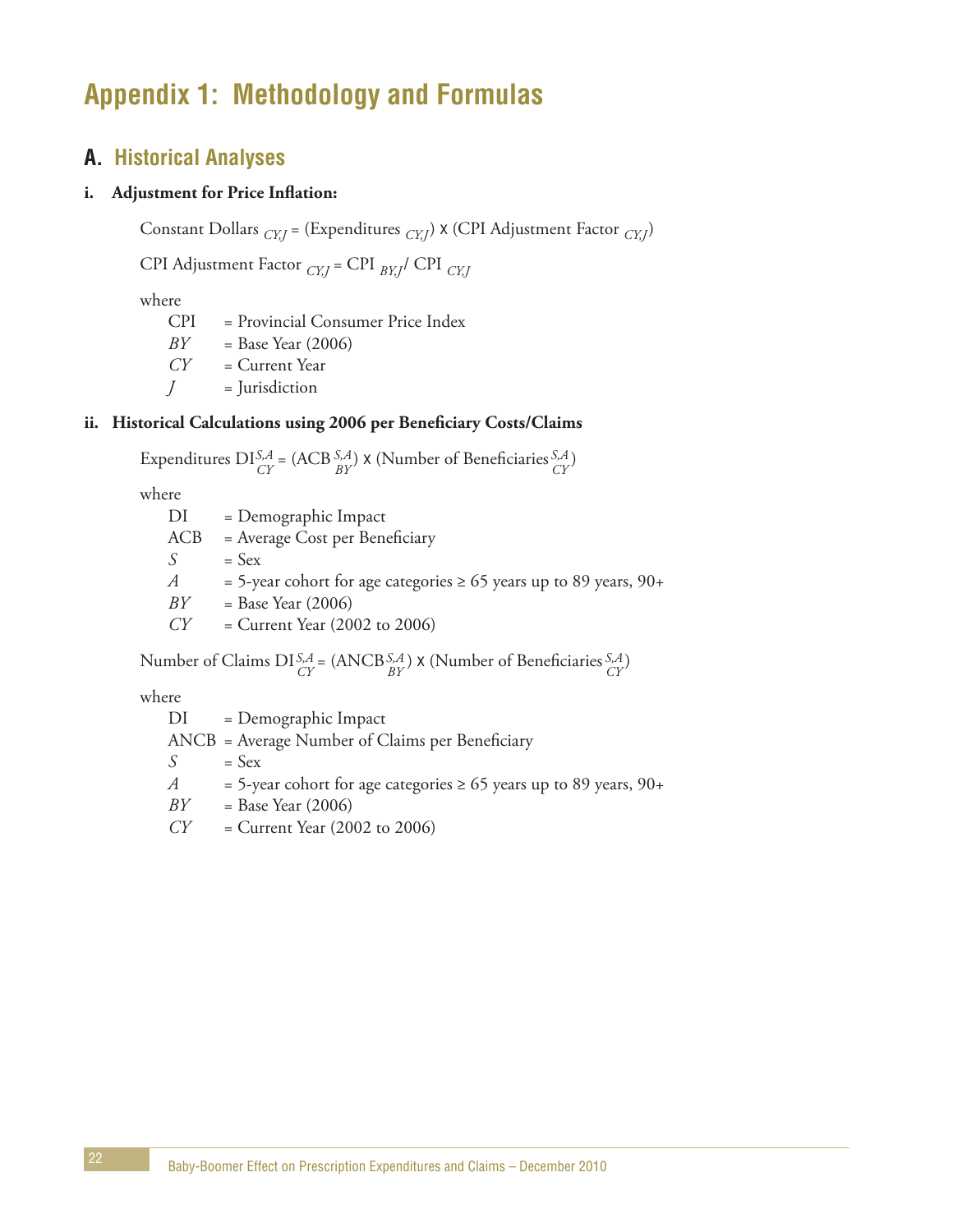# Appendix 1: Methodology and Formulas

## A. Historical Analyses

### i. Adjustment for Price Inflation:

$$\text{Constant Dollars}_{CY,J} = (\text{Expenditures}_{CY,J}) \times (\text{CPI Adjustment Factor}_{CY,J})$$

$$\text{CPI Adjustment Factor}_{CY,J} = \text{CPI}_{BY,J} / \text{CPI}_{CY,J}$$

where

- CPI = Provincial Consumer Price Index
- $BY$ = Base Year (2006)
- $CY$ = Current Year
- $J$ = Jurisdiction

### ii. Historical Calculations using 2006 per Beneficiary Costs/Claims

$$\text{Expenditures DI}^{S,A}_{CY} = (\text{ACB}^{S,A}_{BY}) \times (\text{Number of Beneficiaries}^{S,A}_{CY})$$

where

- DI = Demographic Impact
- ACB = Average Cost per Beneficiary
- $S$ = Sex
- $A$ = 5-year cohort for age categories ≥ 65 years up to 89 years, 90+
- $BY$ = Base Year (2006)
- $CY$ = Current Year (2002 to 2006)

$$\text{Number of Claims DI}^{S,A}_{CY} = (\text{ANCB}^{S,A}_{BY}) \times (\text{Number of Beneficiaries}^{S,A}_{CY})$$

where

- DI = Demographic Impact
- ANCB = Average Number of Claims per Beneficiary
- $S$ = Sex
- $A$ = 5-year cohort for age categories ≥ 65 years up to 89 years, 90+
- $BY$ = Base Year (2006)
- $CY$ = Current Year (2002 to 2006)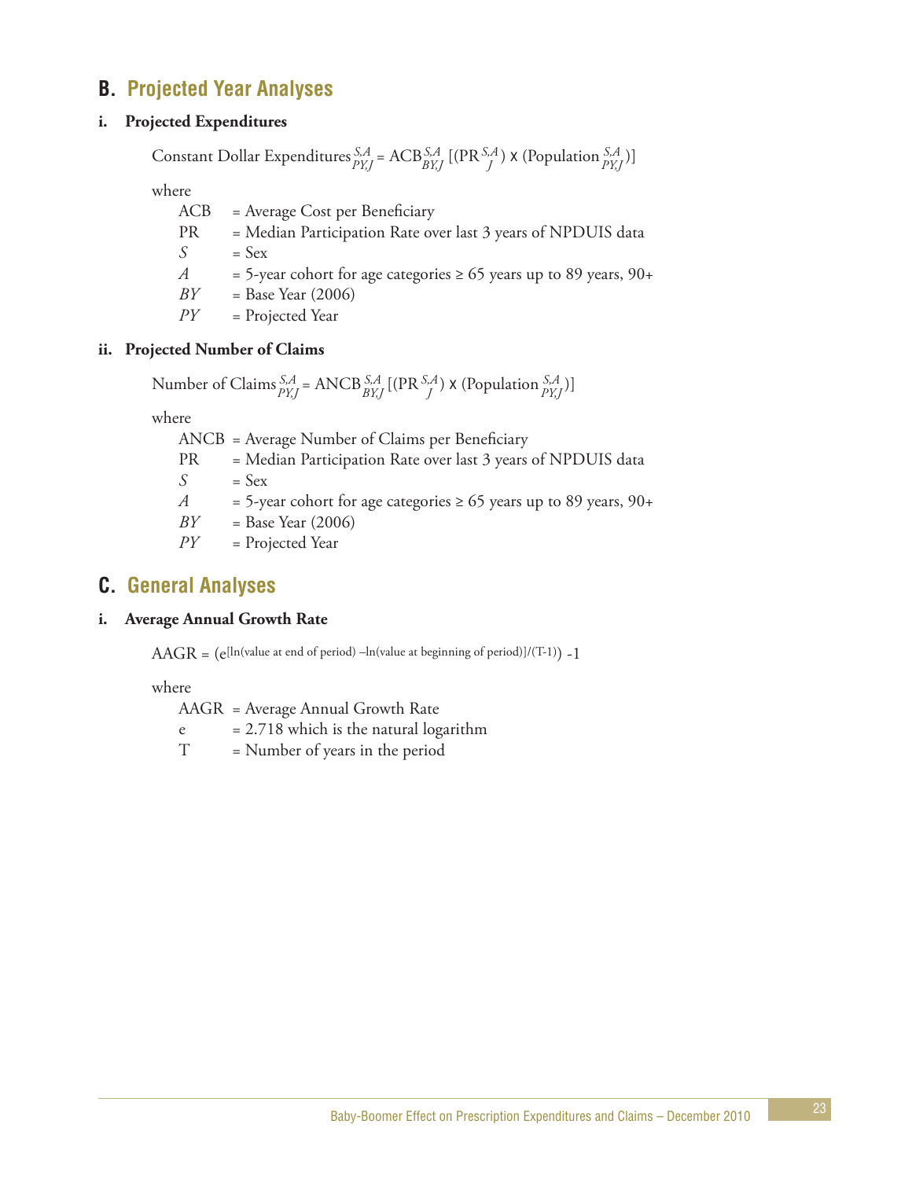## B. Projected Year Analyses

### i. Projected Expenditures

$$\text{Constant Dollar Expenditures}_{PY,J}^{S,A} = \text{ACB}_{BY,J}^{S,A}\left[(\text{PR}_{J}^{S,A}) \times (\text{Population}_{PY,J}^{S,A})\right]$$

where

- ACB = Average Cost per Beneficiary
- PR = Median Participation Rate over last 3 years of NPDUIS data
- $S$ = Sex
- $A$ = 5-year cohort for age categories ≥ 65 years up to 89 years, 90+
- $BY$ = Base Year (2006)
- $PY$ = Projected Year

### ii. Projected Number of Claims

$$\text{Number of Claims}_{PY,J}^{S,A} = \text{ANCB}_{BY,J}^{S,A}\left[(\text{PR}_{J}^{S,A}) \times (\text{Population}_{PY,J}^{S,A})\right]$$

where

- ANCB = Average Number of Claims per Beneficiary
- PR = Median Participation Rate over last 3 years of NPDUIS data
- $S$ = Sex
- $A$ = 5-year cohort for age categories ≥ 65 years up to 89 years, 90+
- $BY$ = Base Year (2006)
- $PY$ = Projected Year

## C. General Analyses

### i. Average Annual Growth Rate

$$\text{AAGR} = \left(e^{[\ln(\text{value at end of period}) - \ln(\text{value at beginning of period})]/(T-1)}\right) - 1$$

where

- AAGR = Average Annual Growth Rate
- e = 2.718 which is the natural logarithm
- T = Number of years in the period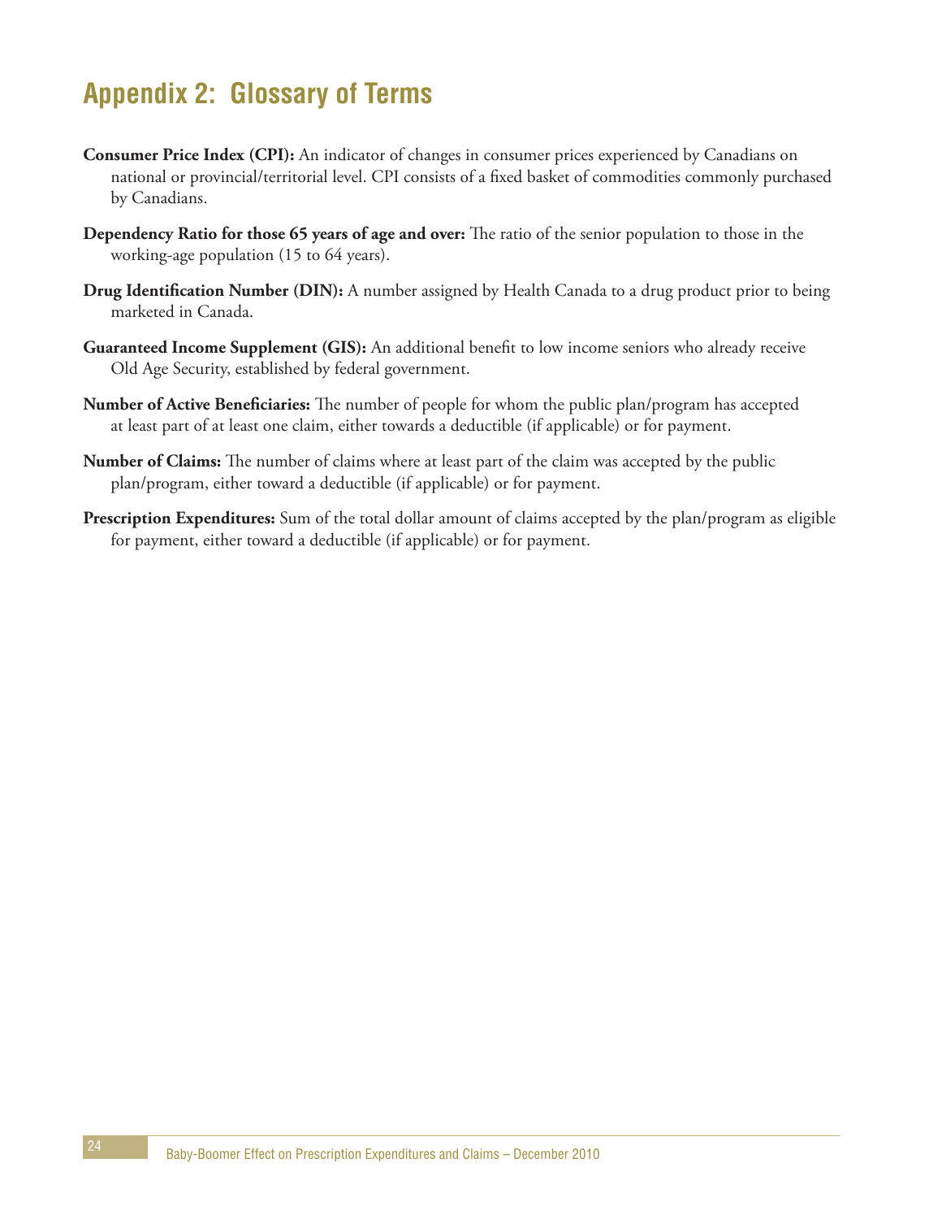## Appendix 2: Glossary of Terms

**Consumer Price Index (CPI):** An indicator of changes in consumer prices experienced by Canadians on national or provincial/territorial level. CPI consists of a fixed basket of commodities commonly purchased by Canadians.

**Dependency Ratio for those 65 years of age and over:** The ratio of the senior population to those in the working-age population (15 to 64 years).

**Drug Identification Number (DIN):** A number assigned by Health Canada to a drug product prior to being marketed in Canada.

**Guaranteed Income Supplement (GIS):** An additional benefit to low income seniors who already receive Old Age Security, established by federal government.

**Number of Active Beneficiaries:** The number of people for whom the public plan/program has accepted at least part of at least one claim, either towards a deductible (if applicable) or for payment.

**Number of Claims:** The number of claims where at least part of the claim was accepted by the public plan/program, either toward a deductible (if applicable) or for payment.

**Prescription Expenditures:** Sum of the total dollar amount of claims accepted by the plan/program as eligible for payment, either toward a deductible (if applicable) or for payment.